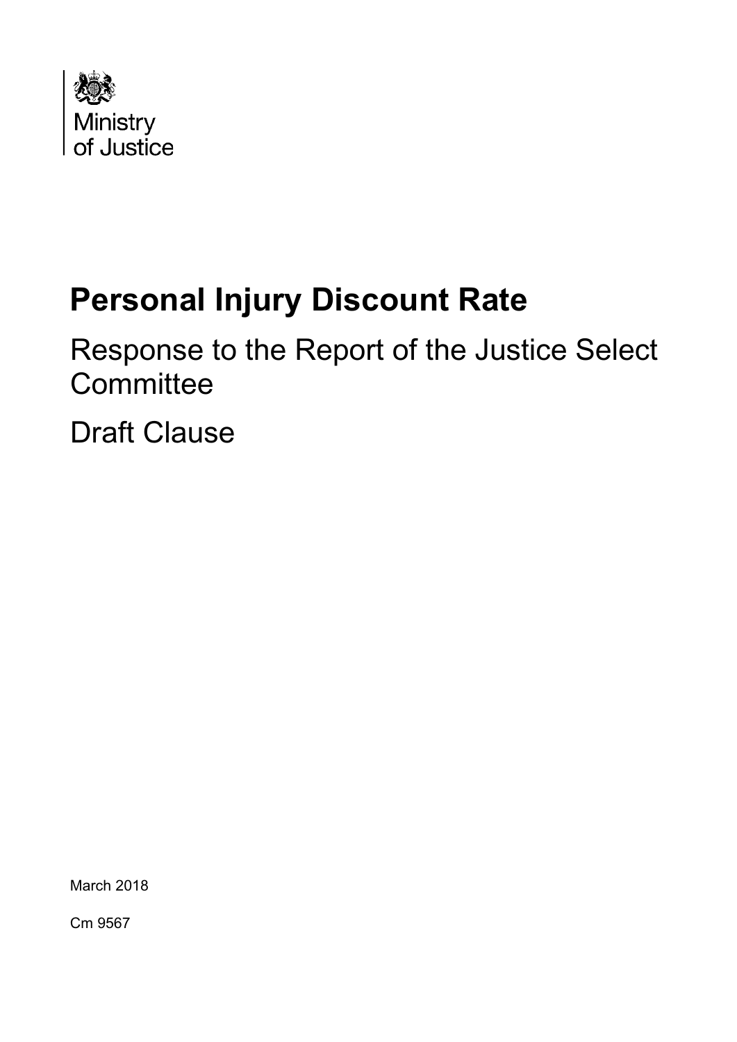Ministry of Justice

# Personal Injury Discount Rate

## Response to the Report of the Justice Select Committee

## Draft Clause

March 2018

Cm 9567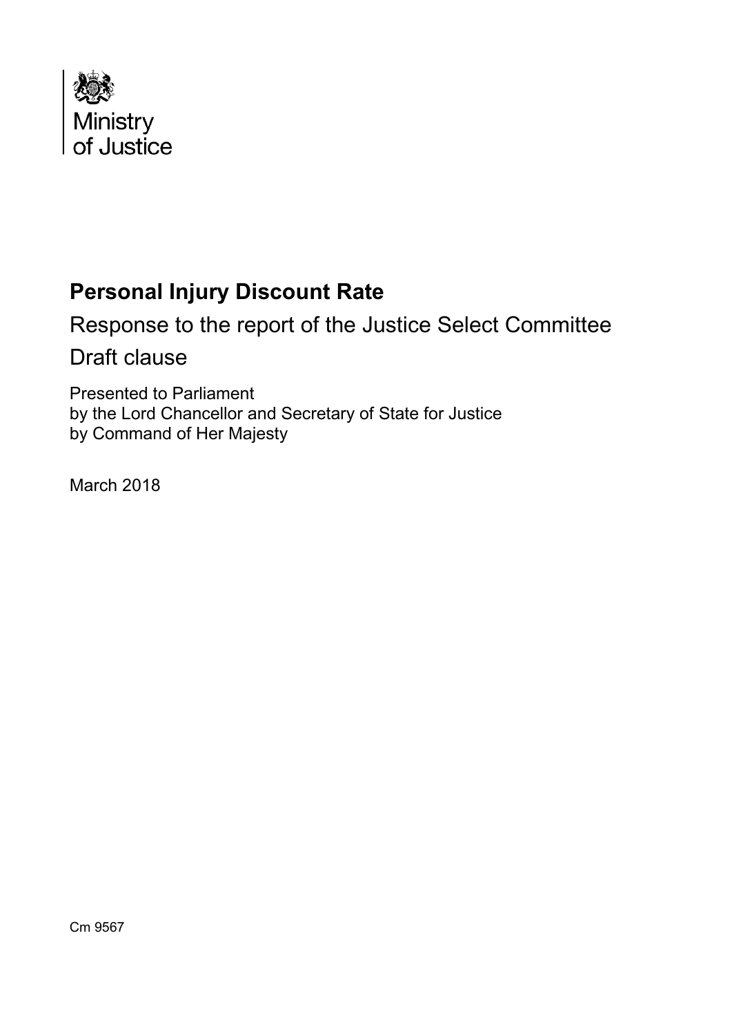Ministry of Justice

# Personal Injury Discount Rate

Response to the report of the Justice Select Committee

Draft clause

Presented to Parliament
by the Lord Chancellor and Secretary of State for Justice
by Command of Her Majesty

March 2018

Cm 9567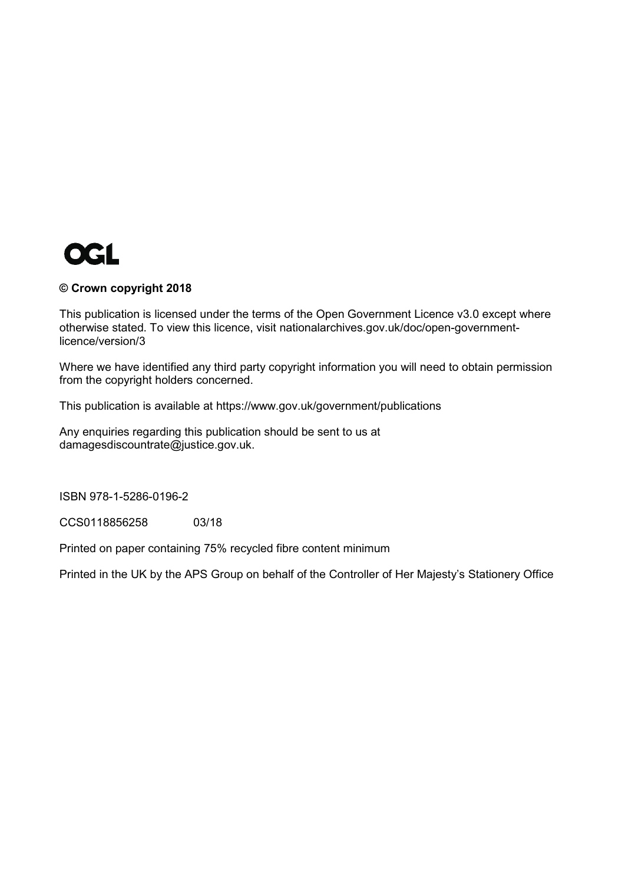OGL

**© Crown copyright 2018**

This publication is licensed under the terms of the Open Government Licence v3.0 except where otherwise stated. To view this licence, visit nationalarchives.gov.uk/doc/open-government-licence/version/3

Where we have identified any third party copyright information you will need to obtain permission from the copyright holders concerned.

This publication is available at https://www.gov.uk/government/publications

Any enquiries regarding this publication should be sent to us at damagesdiscountrate@justice.gov.uk.

ISBN 978-1-5286-0196-2

CCS0118856258 03/18

Printed on paper containing 75% recycled fibre content minimum

Printed in the UK by the APS Group on behalf of the Controller of Her Majesty's Stationery Office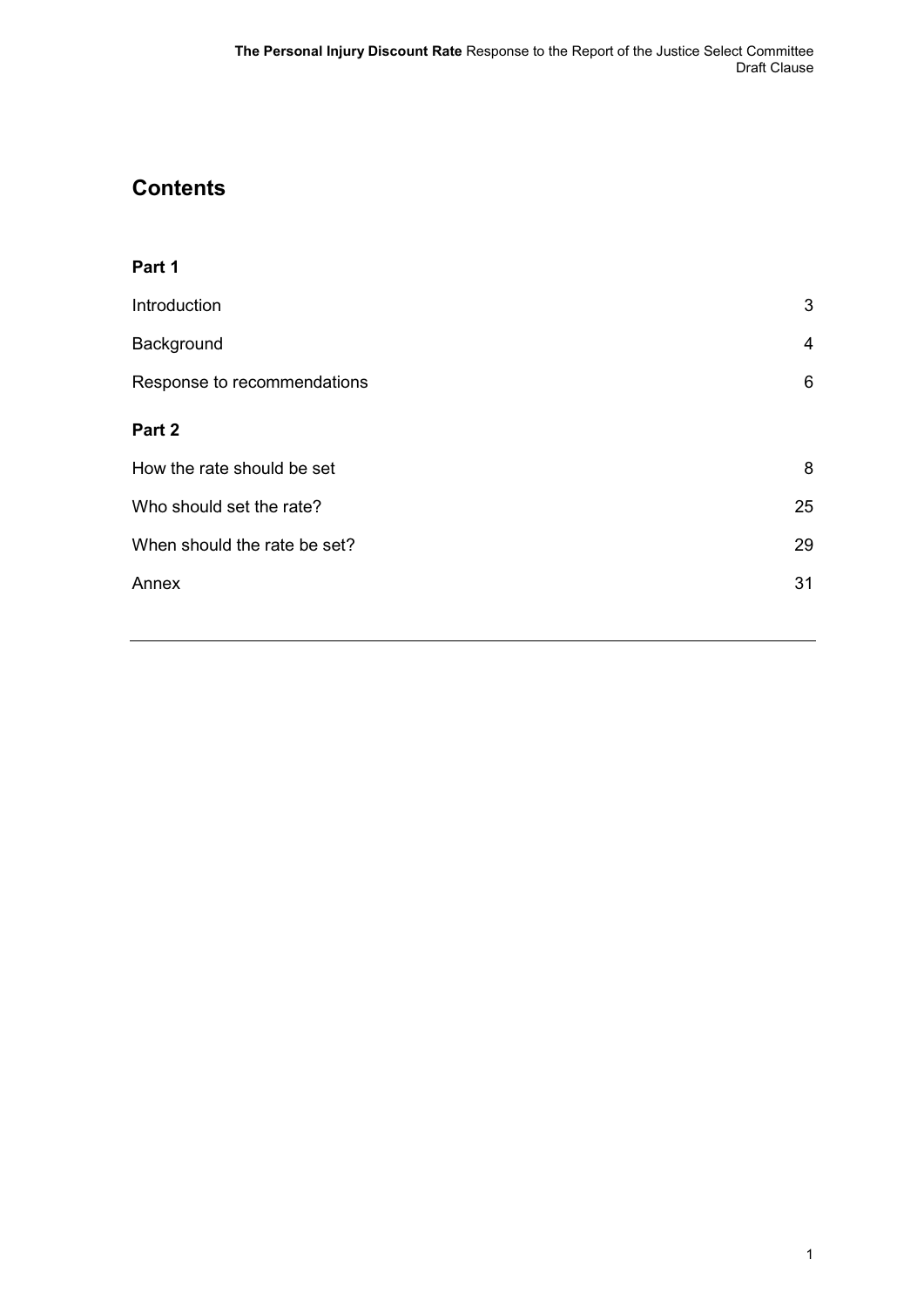# Contents

**Part 1**

| | |
|---|---|
| Introduction | 3 |
| Background | 4 |
| Response to recommendations | 6 |

**Part 2**

| | |
|---|---|
| How the rate should be set | 8 |
| Who should set the rate? | 25 |
| When should the rate be set? | 29 |
| Annex | 31 |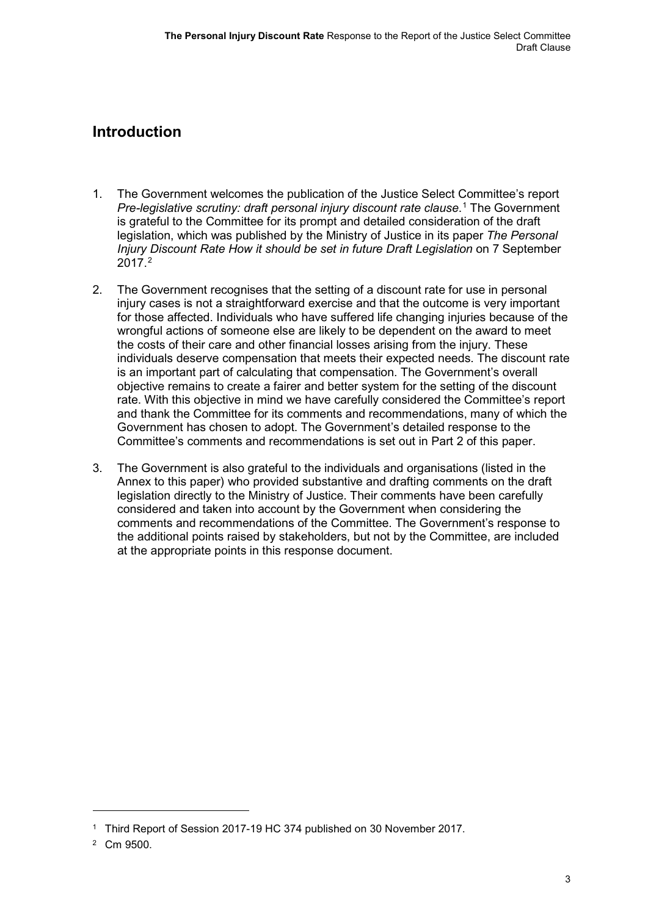## Introduction

1. The Government welcomes the publication of the Justice Select Committee's report *Pre-legislative scrutiny: draft personal injury discount rate clause*.[1] The Government is grateful to the Committee for its prompt and detailed consideration of the draft legislation, which was published by the Ministry of Justice in its paper *The Personal Injury Discount Rate How it should be set in future Draft Legislation* on 7 September 2017.[2]

2. The Government recognises that the setting of a discount rate for use in personal injury cases is not a straightforward exercise and that the outcome is very important for those affected. Individuals who have suffered life changing injuries because of the wrongful actions of someone else are likely to be dependent on the award to meet the costs of their care and other financial losses arising from the injury. These individuals deserve compensation that meets their expected needs. The discount rate is an important part of calculating that compensation. The Government's overall objective remains to create a fairer and better system for the setting of the discount rate. With this objective in mind we have carefully considered the Committee's report and thank the Committee for its comments and recommendations, many of which the Government has chosen to adopt. The Government's detailed response to the Committee's comments and recommendations is set out in Part 2 of this paper.

3. The Government is also grateful to the individuals and organisations (listed in the Annex to this paper) who provided substantive and drafting comments on the draft legislation directly to the Ministry of Justice. Their comments have been carefully considered and taken into account by the Government when considering the comments and recommendations of the Committee. The Government's response to the additional points raised by stakeholders, but not by the Committee, are included at the appropriate points in this response document.

---

[1] Third Report of Session 2017-19 HC 374 published on 30 November 2017.

[2] Cm 9500.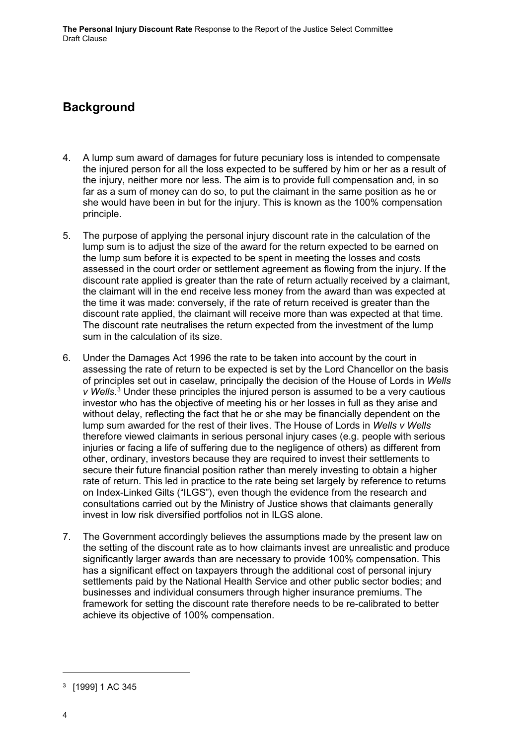## Background

4. A lump sum award of damages for future pecuniary loss is intended to compensate the injured person for all the loss expected to be suffered by him or her as a result of the injury, neither more nor less. The aim is to provide full compensation and, in so far as a sum of money can do so, to put the claimant in the same position as he or she would have been in but for the injury. This is known as the 100% compensation principle.

5. The purpose of applying the personal injury discount rate in the calculation of the lump sum is to adjust the size of the award for the return expected to be earned on the lump sum before it is expected to be spent in meeting the losses and costs assessed in the court order or settlement agreement as flowing from the injury. If the discount rate applied is greater than the rate of return actually received by a claimant, the claimant will in the end receive less money from the award than was expected at the time it was made: conversely, if the rate of return received is greater than the discount rate applied, the claimant will receive more than was expected at that time. The discount rate neutralises the return expected from the investment of the lump sum in the calculation of its size.

6. Under the Damages Act 1996 the rate to be taken into account by the court in assessing the rate of return to be expected is set by the Lord Chancellor on the basis of principles set out in caselaw, principally the decision of the House of Lords in *Wells v Wells*.[3] Under these principles the injured person is assumed to be a very cautious investor who has the objective of meeting his or her losses in full as they arise and without delay, reflecting the fact that he or she may be financially dependent on the lump sum awarded for the rest of their lives. The House of Lords in *Wells v Wells* therefore viewed claimants in serious personal injury cases (e.g. people with serious injuries or facing a life of suffering due to the negligence of others) as different from other, ordinary, investors because they are required to invest their settlements to secure their future financial position rather than merely investing to obtain a higher rate of return. This led in practice to the rate being set largely by reference to returns on Index-Linked Gilts ("ILGS"), even though the evidence from the research and consultations carried out by the Ministry of Justice shows that claimants generally invest in low risk diversified portfolios not in ILGS alone.

7. The Government accordingly believes the assumptions made by the present law on the setting of the discount rate as to how claimants invest are unrealistic and produce significantly larger awards than are necessary to provide 100% compensation. This has a significant effect on taxpayers through the additional cost of personal injury settlements paid by the National Health Service and other public sector bodies; and businesses and individual consumers through higher insurance premiums. The framework for setting the discount rate therefore needs to be re-calibrated to better achieve its objective of 100% compensation.

[3] [1999] 1 AC 345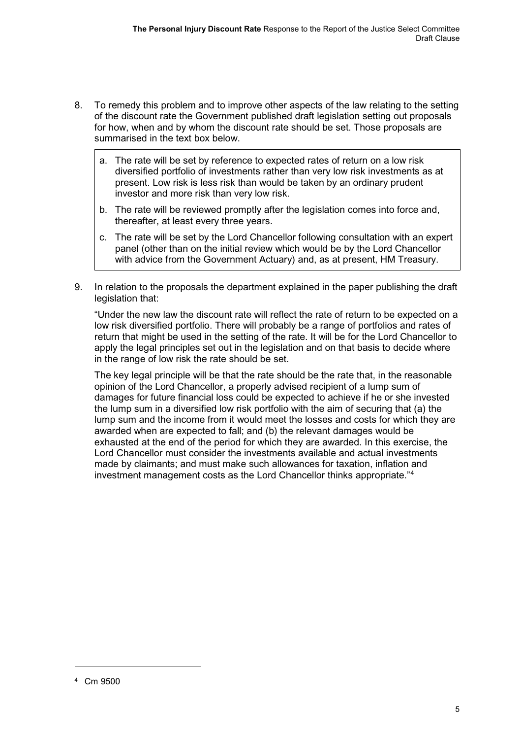8. To remedy this problem and to improve other aspects of the law relating to the setting of the discount rate the Government published draft legislation setting out proposals for how, when and by whom the discount rate should be set. Those proposals are summarised in the text box below.

> a. The rate will be set by reference to expected rates of return on a low risk diversified portfolio of investments rather than very low risk investments as at present. Low risk is less risk than would be taken by an ordinary prudent investor and more risk than very low risk.
>
> b. The rate will be reviewed promptly after the legislation comes into force and, thereafter, at least every three years.
>
> c. The rate will be set by the Lord Chancellor following consultation with an expert panel (other than on the initial review which would be by the Lord Chancellor with advice from the Government Actuary) and, as at present, HM Treasury.

9. In relation to the proposals the department explained in the paper publishing the draft legislation that:

   "Under the new law the discount rate will reflect the rate of return to be expected on a low risk diversified portfolio. There will probably be a range of portfolios and rates of return that might be used in the setting of the rate. It will be for the Lord Chancellor to apply the legal principles set out in the legislation and on that basis to decide where in the range of low risk the rate should be set.

   The key legal principle will be that the rate should be the rate that, in the reasonable opinion of the Lord Chancellor, a properly advised recipient of a lump sum of damages for future financial loss could be expected to achieve if he or she invested the lump sum in a diversified low risk portfolio with the aim of securing that (a) the lump sum and the income from it would meet the losses and costs for which they are awarded when are expected to fall; and (b) the relevant damages would be exhausted at the end of the period for which they are awarded. In this exercise, the Lord Chancellor must consider the investments available and actual investments made by claimants; and must make such allowances for taxation, inflation and investment management costs as the Lord Chancellor thinks appropriate."[4]

---

[4] Cm 9500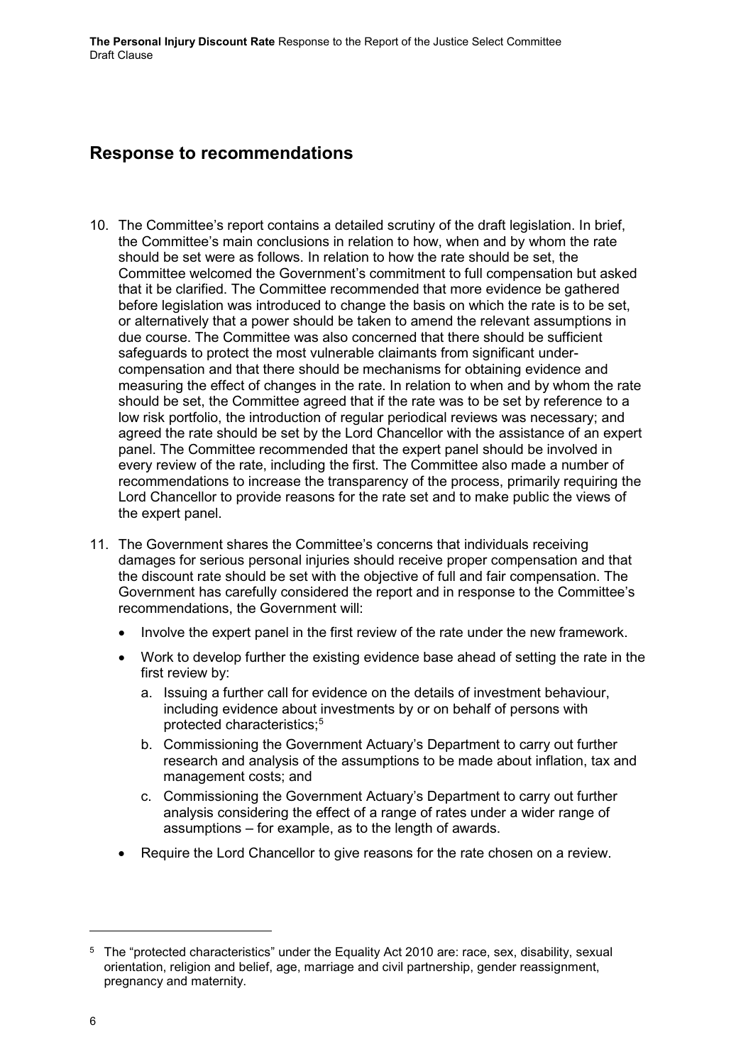## Response to recommendations

10. The Committee's report contains a detailed scrutiny of the draft legislation. In brief, the Committee's main conclusions in relation to how, when and by whom the rate should be set were as follows. In relation to how the rate should be set, the Committee welcomed the Government's commitment to full compensation but asked that it be clarified. The Committee recommended that more evidence be gathered before legislation was introduced to change the basis on which the rate is to be set, or alternatively that a power should be taken to amend the relevant assumptions in due course. The Committee was also concerned that there should be sufficient safeguards to protect the most vulnerable claimants from significant under-compensation and that there should be mechanisms for obtaining evidence and measuring the effect of changes in the rate. In relation to when and by whom the rate should be set, the Committee agreed that if the rate was to be set by reference to a low risk portfolio, the introduction of regular periodical reviews was necessary; and agreed the rate should be set by the Lord Chancellor with the assistance of an expert panel. The Committee recommended that the expert panel should be involved in every review of the rate, including the first. The Committee also made a number of recommendations to increase the transparency of the process, primarily requiring the Lord Chancellor to provide reasons for the rate set and to make public the views of the expert panel.

11. The Government shares the Committee's concerns that individuals receiving damages for serious personal injuries should receive proper compensation and that the discount rate should be set with the objective of full and fair compensation. The Government has carefully considered the report and in response to the Committee's recommendations, the Government will:

    - Involve the expert panel in the first review of the rate under the new framework.
    - Work to develop further the existing evidence base ahead of setting the rate in the first review by:
        a. Issuing a further call for evidence on the details of investment behaviour, including evidence about investments by or on behalf of persons with protected characteristics;[5]
        b. Commissioning the Government Actuary's Department to carry out further research and analysis of the assumptions to be made about inflation, tax and management costs; and
        c. Commissioning the Government Actuary's Department to carry out further analysis considering the effect of a range of rates under a wider range of assumptions – for example, as to the length of awards.
    - Require the Lord Chancellor to give reasons for the rate chosen on a review.

[5] The "protected characteristics" under the Equality Act 2010 are: race, sex, disability, sexual orientation, religion and belief, age, marriage and civil partnership, gender reassignment, pregnancy and maternity.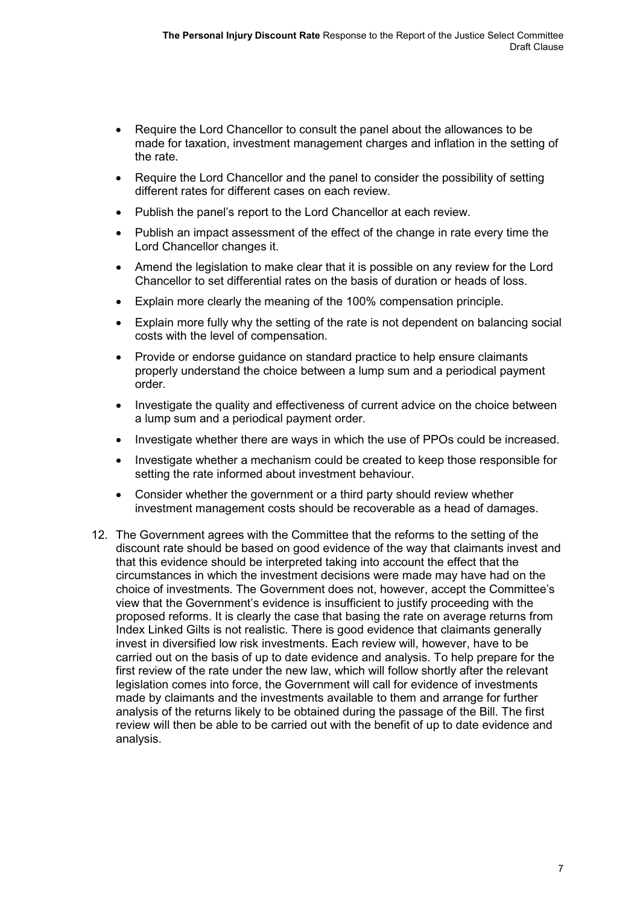- Require the Lord Chancellor to consult the panel about the allowances to be made for taxation, investment management charges and inflation in the setting of the rate.
- Require the Lord Chancellor and the panel to consider the possibility of setting different rates for different cases on each review.
- Publish the panel's report to the Lord Chancellor at each review.
- Publish an impact assessment of the effect of the change in rate every time the Lord Chancellor changes it.
- Amend the legislation to make clear that it is possible on any review for the Lord Chancellor to set differential rates on the basis of duration or heads of loss.
- Explain more clearly the meaning of the 100% compensation principle.
- Explain more fully why the setting of the rate is not dependent on balancing social costs with the level of compensation.
- Provide or endorse guidance on standard practice to help ensure claimants properly understand the choice between a lump sum and a periodical payment order.
- Investigate the quality and effectiveness of current advice on the choice between a lump sum and a periodical payment order.
- Investigate whether there are ways in which the use of PPOs could be increased.
- Investigate whether a mechanism could be created to keep those responsible for setting the rate informed about investment behaviour.
- Consider whether the government or a third party should review whether investment management costs should be recoverable as a head of damages.

12. The Government agrees with the Committee that the reforms to the setting of the discount rate should be based on good evidence of the way that claimants invest and that this evidence should be interpreted taking into account the effect that the circumstances in which the investment decisions were made may have had on the choice of investments. The Government does not, however, accept the Committee's view that the Government's evidence is insufficient to justify proceeding with the proposed reforms. It is clearly the case that basing the rate on average returns from Index Linked Gilts is not realistic. There is good evidence that claimants generally invest in diversified low risk investments. Each review will, however, have to be carried out on the basis of up to date evidence and analysis. To help prepare for the first review of the rate under the new law, which will follow shortly after the relevant legislation comes into force, the Government will call for evidence of investments made by claimants and the investments available to them and arrange for further analysis of the returns likely to be obtained during the passage of the Bill. The first review will then be able to be carried out with the benefit of up to date evidence and analysis.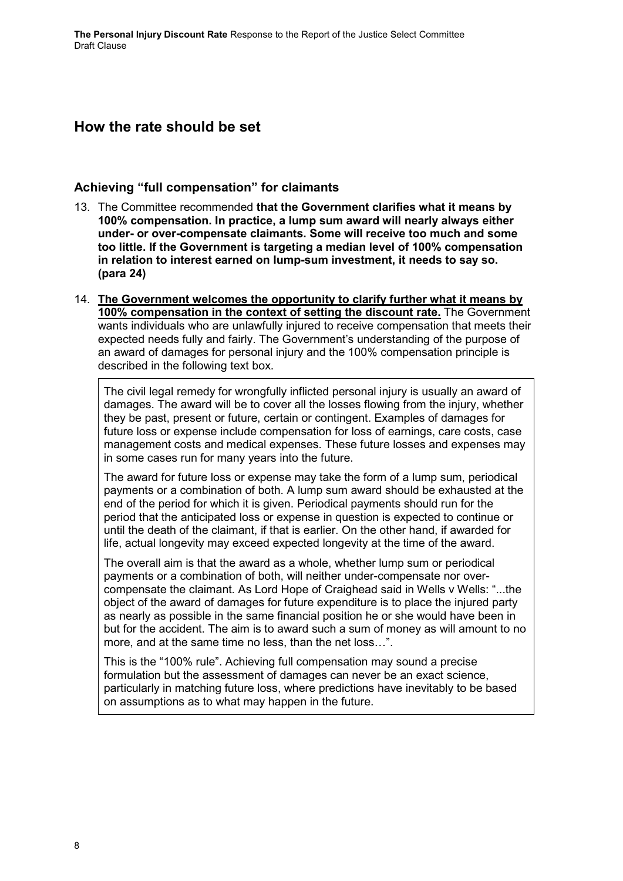## How the rate should be set

### Achieving "full compensation" for claimants

13. The Committee recommended **that the Government clarifies what it means by 100% compensation. In practice, a lump sum award will nearly always either under- or over-compensate claimants. Some will receive too much and some too little. If the Government is targeting a median level of 100% compensation in relation to interest earned on lump-sum investment, it needs to say so. (para 24)**

14. **The Government welcomes the opportunity to clarify further what it means by 100% compensation in the context of setting the discount rate.** The Government wants individuals who are unlawfully injured to receive compensation that meets their expected needs fully and fairly. The Government's understanding of the purpose of an award of damages for personal injury and the 100% compensation principle is described in the following text box.

> The civil legal remedy for wrongfully inflicted personal injury is usually an award of damages. The award will be to cover all the losses flowing from the injury, whether they be past, present or future, certain or contingent. Examples of damages for future loss or expense include compensation for loss of earnings, care costs, case management costs and medical expenses. These future losses and expenses may in some cases run for many years into the future.
>
> The award for future loss or expense may take the form of a lump sum, periodical payments or a combination of both. A lump sum award should be exhausted at the end of the period for which it is given. Periodical payments should run for the period that the anticipated loss or expense in question is expected to continue or until the death of the claimant, if that is earlier. On the other hand, if awarded for life, actual longevity may exceed expected longevity at the time of the award.
>
> The overall aim is that the award as a whole, whether lump sum or periodical payments or a combination of both, will neither under-compensate nor over-compensate the claimant. As Lord Hope of Craighead said in Wells v Wells: "...the object of the award of damages for future expenditure is to place the injured party as nearly as possible in the same financial position he or she would have been in but for the accident. The aim is to award such a sum of money as will amount to no more, and at the same time no less, than the net loss…".
>
> This is the "100% rule". Achieving full compensation may sound a precise formulation but the assessment of damages can never be an exact science, particularly in matching future loss, where predictions have inevitably to be based on assumptions as to what may happen in the future.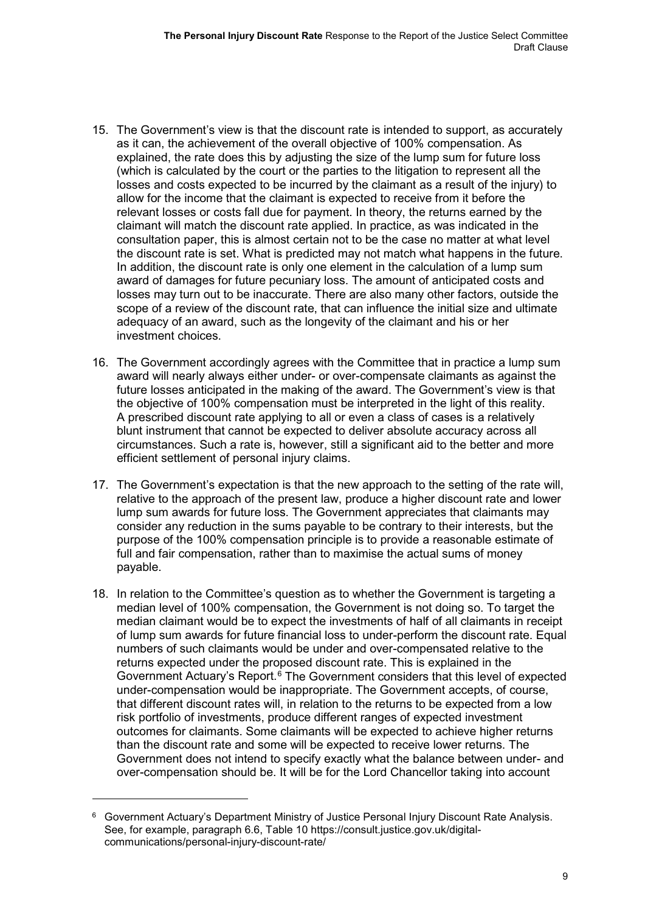15. The Government's view is that the discount rate is intended to support, as accurately as it can, the achievement of the overall objective of 100% compensation. As explained, the rate does this by adjusting the size of the lump sum for future loss (which is calculated by the court or the parties to the litigation to represent all the losses and costs expected to be incurred by the claimant as a result of the injury) to allow for the income that the claimant is expected to receive from it before the relevant losses or costs fall due for payment. In theory, the returns earned by the claimant will match the discount rate applied. In practice, as was indicated in the consultation paper, this is almost certain not to be the case no matter at what level the discount rate is set. What is predicted may not match what happens in the future. In addition, the discount rate is only one element in the calculation of a lump sum award of damages for future pecuniary loss. The amount of anticipated costs and losses may turn out to be inaccurate. There are also many other factors, outside the scope of a review of the discount rate, that can influence the initial size and ultimate adequacy of an award, such as the longevity of the claimant and his or her investment choices.

16. The Government accordingly agrees with the Committee that in practice a lump sum award will nearly always either under- or over-compensate claimants as against the future losses anticipated in the making of the award. The Government's view is that the objective of 100% compensation must be interpreted in the light of this reality. A prescribed discount rate applying to all or even a class of cases is a relatively blunt instrument that cannot be expected to deliver absolute accuracy across all circumstances. Such a rate is, however, still a significant aid to the better and more efficient settlement of personal injury claims.

17. The Government's expectation is that the new approach to the setting of the rate will, relative to the approach of the present law, produce a higher discount rate and lower lump sum awards for future loss. The Government appreciates that claimants may consider any reduction in the sums payable to be contrary to their interests, but the purpose of the 100% compensation principle is to provide a reasonable estimate of full and fair compensation, rather than to maximise the actual sums of money payable.

18. In relation to the Committee's question as to whether the Government is targeting a median level of 100% compensation, the Government is not doing so. To target the median claimant would be to expect the investments of half of all claimants in receipt of lump sum awards for future financial loss to under-perform the discount rate. Equal numbers of such claimants would be under and over-compensated relative to the returns expected under the proposed discount rate. This is explained in the Government Actuary's Report.[6] The Government considers that this level of expected under-compensation would be inappropriate. The Government accepts, of course, that different discount rates will, in relation to the returns to be expected from a low risk portfolio of investments, produce different ranges of expected investment outcomes for claimants. Some claimants will be expected to achieve higher returns than the discount rate and some will be expected to receive lower returns. The Government does not intend to specify exactly what the balance between under- and over-compensation should be. It will be for the Lord Chancellor taking into account

[6] Government Actuary's Department Ministry of Justice Personal Injury Discount Rate Analysis. See, for example, paragraph 6.6, Table 10 https://consult.justice.gov.uk/digital-communications/personal-injury-discount-rate/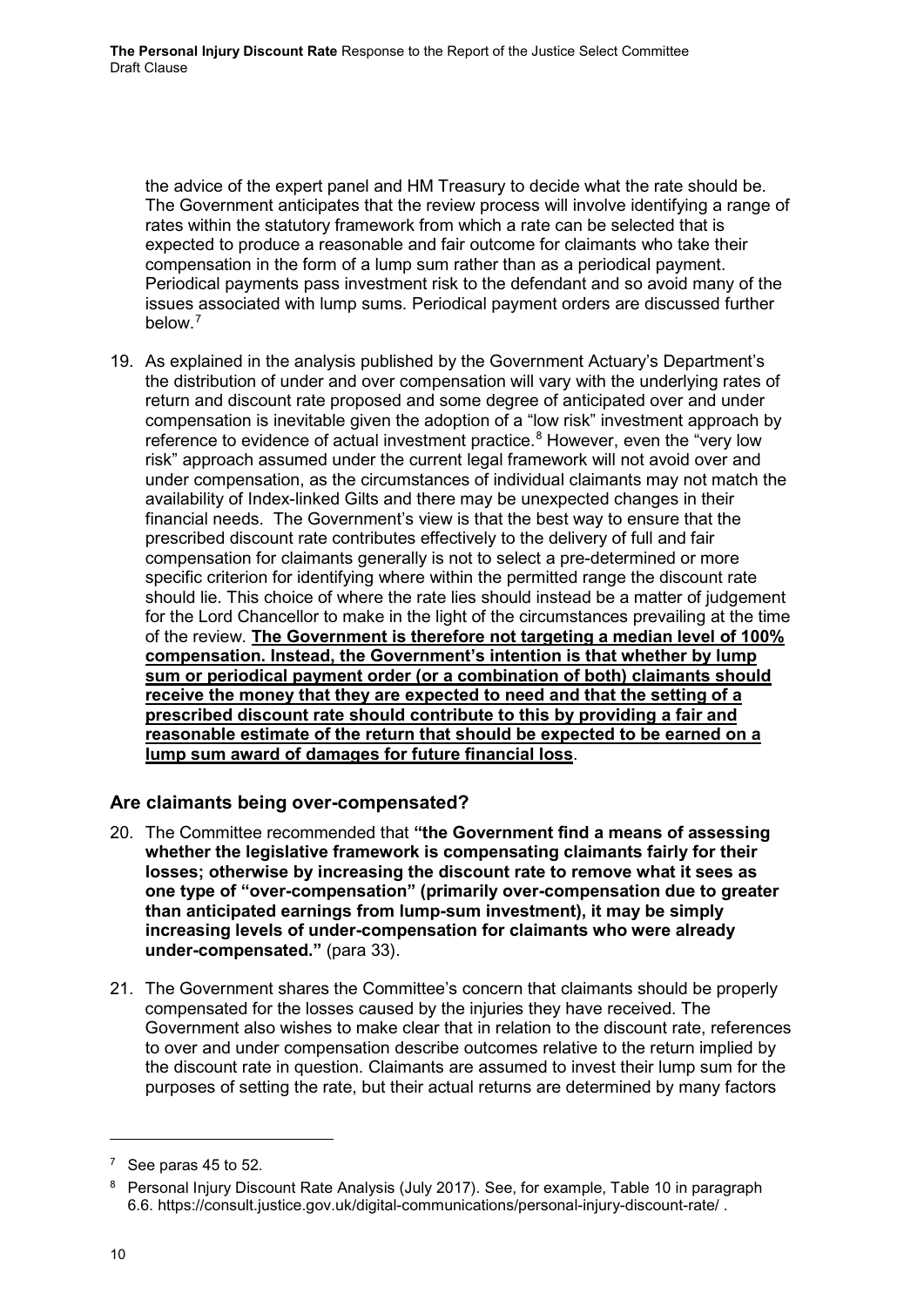the advice of the expert panel and HM Treasury to decide what the rate should be. The Government anticipates that the review process will involve identifying a range of rates within the statutory framework from which a rate can be selected that is expected to produce a reasonable and fair outcome for claimants who take their compensation in the form of a lump sum rather than as a periodical payment. Periodical payments pass investment risk to the defendant and so avoid many of the issues associated with lump sums. Periodical payment orders are discussed further below.[7]

19. As explained in the analysis published by the Government Actuary's Department's the distribution of under and over compensation will vary with the underlying rates of return and discount rate proposed and some degree of anticipated over and under compensation is inevitable given the adoption of a "low risk" investment approach by reference to evidence of actual investment practice.[8] However, even the "very low risk" approach assumed under the current legal framework will not avoid over and under compensation, as the circumstances of individual claimants may not match the availability of Index-linked Gilts and there may be unexpected changes in their financial needs. The Government's view is that the best way to ensure that the prescribed discount rate contributes effectively to the delivery of full and fair compensation for claimants generally is not to select a pre-determined or more specific criterion for identifying where within the permitted range the discount rate should lie. This choice of where the rate lies should instead be a matter of judgement for the Lord Chancellor to make in the light of the circumstances prevailing at the time of the review. **The Government is therefore not targeting a median level of 100% compensation. Instead, the Government's intention is that whether by lump sum or periodical payment order (or a combination of both) claimants should receive the money that they are expected to need and that the setting of a prescribed discount rate should contribute to this by providing a fair and reasonable estimate of the return that should be expected to be earned on a lump sum award of damages for future financial loss**.

## Are claimants being over-compensated?

20. The Committee recommended that **"the Government find a means of assessing whether the legislative framework is compensating claimants fairly for their losses; otherwise by increasing the discount rate to remove what it sees as one type of "over-compensation" (primarily over-compensation due to greater than anticipated earnings from lump-sum investment), it may be simply increasing levels of under-compensation for claimants who were already under-compensated."** (para 33).

21. The Government shares the Committee's concern that claimants should be properly compensated for the losses caused by the injuries they have received. The Government also wishes to make clear that in relation to the discount rate, references to over and under compensation describe outcomes relative to the return implied by the discount rate in question. Claimants are assumed to invest their lump sum for the purposes of setting the rate, but their actual returns are determined by many factors

---

[7] See paras 45 to 52.

[8] Personal Injury Discount Rate Analysis (July 2017). See, for example, Table 10 in paragraph 6.6. https://consult.justice.gov.uk/digital-communications/personal-injury-discount-rate/ .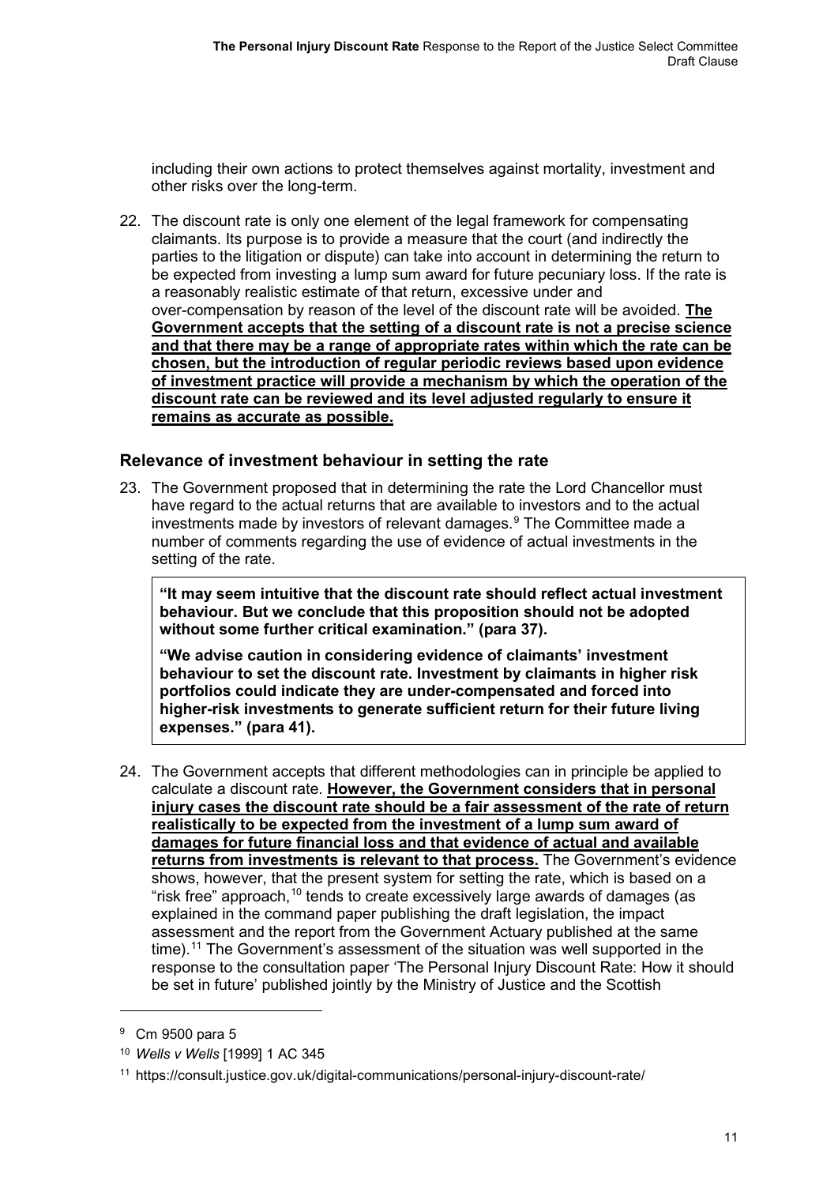including their own actions to protect themselves against mortality, investment and other risks over the long-term.

22. The discount rate is only one element of the legal framework for compensating claimants. Its purpose is to provide a measure that the court (and indirectly the parties to the litigation or dispute) can take into account in determining the return to be expected from investing a lump sum award for future pecuniary loss. If the rate is a reasonably realistic estimate of that return, excessive under and over-compensation by reason of the level of the discount rate will be avoided. **The Government accepts that the setting of a discount rate is not a precise science and that there may be a range of appropriate rates within which the rate can be chosen, but the introduction of regular periodic reviews based upon evidence of investment practice will provide a mechanism by which the operation of the discount rate can be reviewed and its level adjusted regularly to ensure it remains as accurate as possible.**

## Relevance of investment behaviour in setting the rate

23. The Government proposed that in determining the rate the Lord Chancellor must have regard to the actual returns that are available to investors and to the actual investments made by investors of relevant damages.[9] The Committee made a number of comments regarding the use of evidence of actual investments in the setting of the rate.

> **"It may seem intuitive that the discount rate should reflect actual investment behaviour. But we conclude that this proposition should not be adopted without some further critical examination." (para 37).**
>
> **"We advise caution in considering evidence of claimants' investment behaviour to set the discount rate. Investment by claimants in higher risk portfolios could indicate they are under-compensated and forced into higher-risk investments to generate sufficient return for their future living expenses." (para 41).**

24. The Government accepts that different methodologies can in principle be applied to calculate a discount rate. **However, the Government considers that in personal injury cases the discount rate should be a fair assessment of the rate of return realistically to be expected from the investment of a lump sum award of damages for future financial loss and that evidence of actual and available returns from investments is relevant to that process.** The Government's evidence shows, however, that the present system for setting the rate, which is based on a "risk free" approach,[10] tends to create excessively large awards of damages (as explained in the command paper publishing the draft legislation, the impact assessment and the report from the Government Actuary published at the same time).[11] The Government's assessment of the situation was well supported in the response to the consultation paper 'The Personal Injury Discount Rate: How it should be set in future' published jointly by the Ministry of Justice and the Scottish

---

[9] Cm 9500 para 5

[10] *Wells v Wells* [1999] 1 AC 345

[11] https://consult.justice.gov.uk/digital-communications/personal-injury-discount-rate/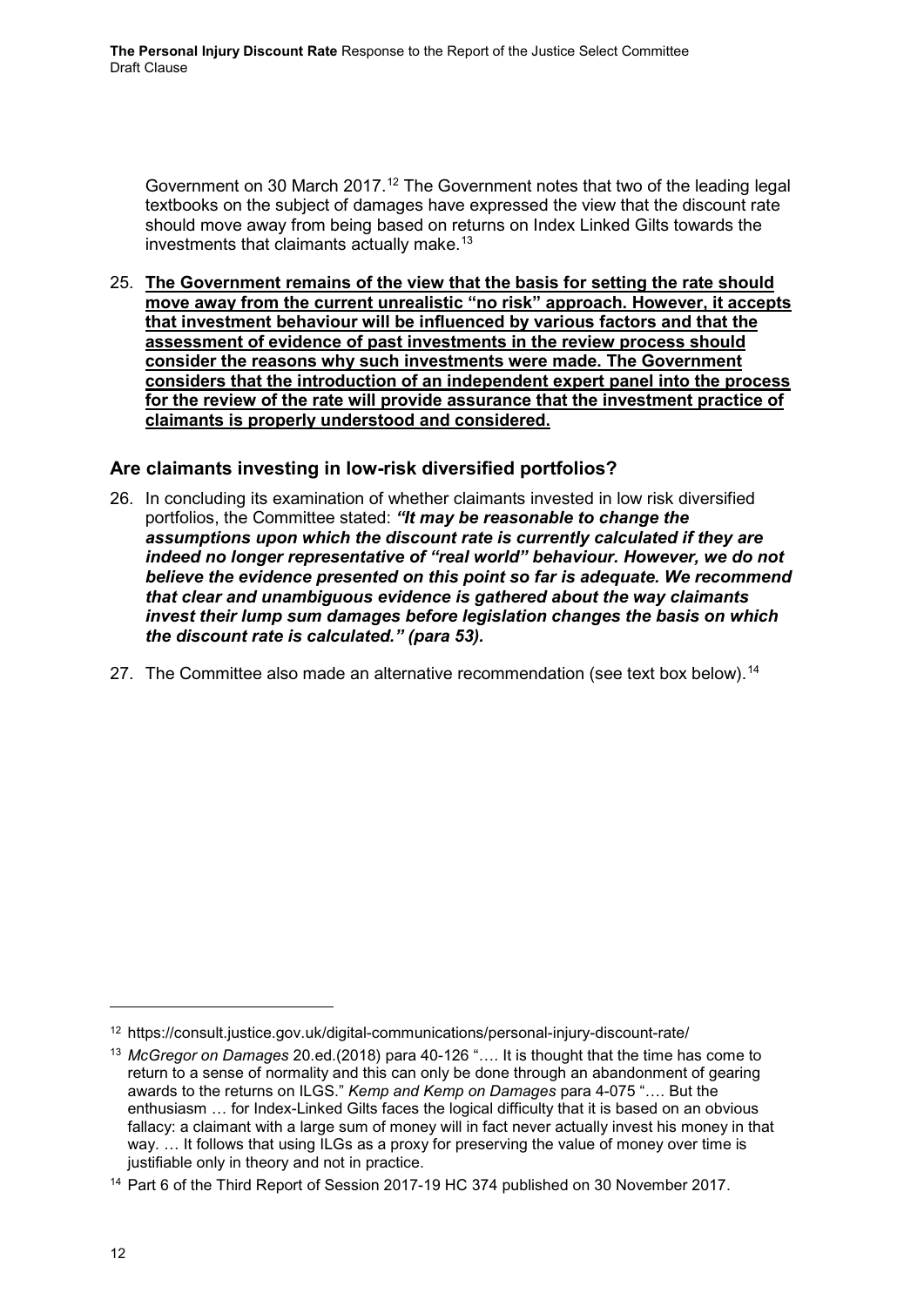Government on 30 March 2017.[12] The Government notes that two of the leading legal textbooks on the subject of damages have expressed the view that the discount rate should move away from being based on returns on Index Linked Gilts towards the investments that claimants actually make.[13]

25. **The Government remains of the view that the basis for setting the rate should move away from the current unrealistic "no risk" approach. However, it accepts that investment behaviour will be influenced by various factors and that the assessment of evidence of past investments in the review process should consider the reasons why such investments were made. The Government considers that the introduction of an independent expert panel into the process for the review of the rate will provide assurance that the investment practice of claimants is properly understood and considered.**

## Are claimants investing in low-risk diversified portfolios?

26. In concluding its examination of whether claimants invested in low risk diversified portfolios, the Committee stated: ***"It may be reasonable to change the assumptions upon which the discount rate is currently calculated if they are indeed no longer representative of "real world" behaviour. However, we do not believe the evidence presented on this point so far is adequate. We recommend that clear and unambiguous evidence is gathered about the way claimants invest their lump sum damages before legislation changes the basis on which the discount rate is calculated." (para 53).***

27. The Committee also made an alternative recommendation (see text box below).[14]

---

[12] https://consult.justice.gov.uk/digital-communications/personal-injury-discount-rate/

[13] *McGregor on Damages* 20.ed.(2018) para 40-126 "…. It is thought that the time has come to return to a sense of normality and this can only be done through an abandonment of gearing awards to the returns on ILGS." *Kemp and Kemp on Damages* para 4-075 "…. But the enthusiasm … for Index-Linked Gilts faces the logical difficulty that it is based on an obvious fallacy: a claimant with a large sum of money will in fact never actually invest his money in that way. … It follows that using ILGs as a proxy for preserving the value of money over time is justifiable only in theory and not in practice.

[14] Part 6 of the Third Report of Session 2017-19 HC 374 published on 30 November 2017.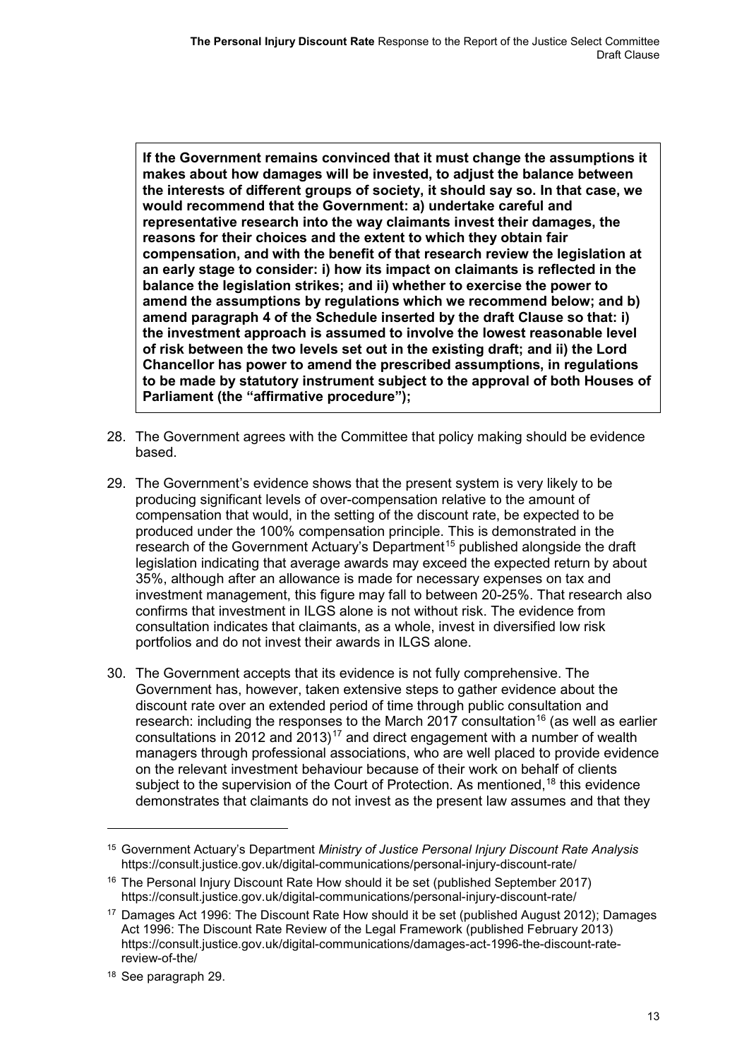**If the Government remains convinced that it must change the assumptions it makes about how damages will be invested, to adjust the balance between the interests of different groups of society, it should say so. In that case, we would recommend that the Government: a) undertake careful and representative research into the way claimants invest their damages, the reasons for their choices and the extent to which they obtain fair compensation, and with the benefit of that research review the legislation at an early stage to consider: i) how its impact on claimants is reflected in the balance the legislation strikes; and ii) whether to exercise the power to amend the assumptions by regulations which we recommend below; and b) amend paragraph 4 of the Schedule inserted by the draft Clause so that: i) the investment approach is assumed to involve the lowest reasonable level of risk between the two levels set out in the existing draft; and ii) the Lord Chancellor has power to amend the prescribed assumptions, in regulations to be made by statutory instrument subject to the approval of both Houses of Parliament (the "affirmative procedure");**

28. The Government agrees with the Committee that policy making should be evidence based.

29. The Government's evidence shows that the present system is very likely to be producing significant levels of over-compensation relative to the amount of compensation that would, in the setting of the discount rate, be expected to be produced under the 100% compensation principle. This is demonstrated in the research of the Government Actuary's Department[15] published alongside the draft legislation indicating that average awards may exceed the expected return by about 35%, although after an allowance is made for necessary expenses on tax and investment management, this figure may fall to between 20-25%. That research also confirms that investment in ILGS alone is not without risk. The evidence from consultation indicates that claimants, as a whole, invest in diversified low risk portfolios and do not invest their awards in ILGS alone.

30. The Government accepts that its evidence is not fully comprehensive. The Government has, however, taken extensive steps to gather evidence about the discount rate over an extended period of time through public consultation and research: including the responses to the March 2017 consultation[16] (as well as earlier consultations in 2012 and 2013)[17] and direct engagement with a number of wealth managers through professional associations, who are well placed to provide evidence on the relevant investment behaviour because of their work on behalf of clients subject to the supervision of the Court of Protection. As mentioned,[18] this evidence demonstrates that claimants do not invest as the present law assumes and that they

---

[15] Government Actuary's Department *Ministry of Justice Personal Injury Discount Rate Analysis* https://consult.justice.gov.uk/digital-communications/personal-injury-discount-rate/

[16] The Personal Injury Discount Rate How should it be set (published September 2017) https://consult.justice.gov.uk/digital-communications/personal-injury-discount-rate/

[17] Damages Act 1996: The Discount Rate How should it be set (published August 2012); Damages Act 1996: The Discount Rate Review of the Legal Framework (published February 2013) https://consult.justice.gov.uk/digital-communications/damages-act-1996-the-discount-rate-review-of-the/

[18] See paragraph 29.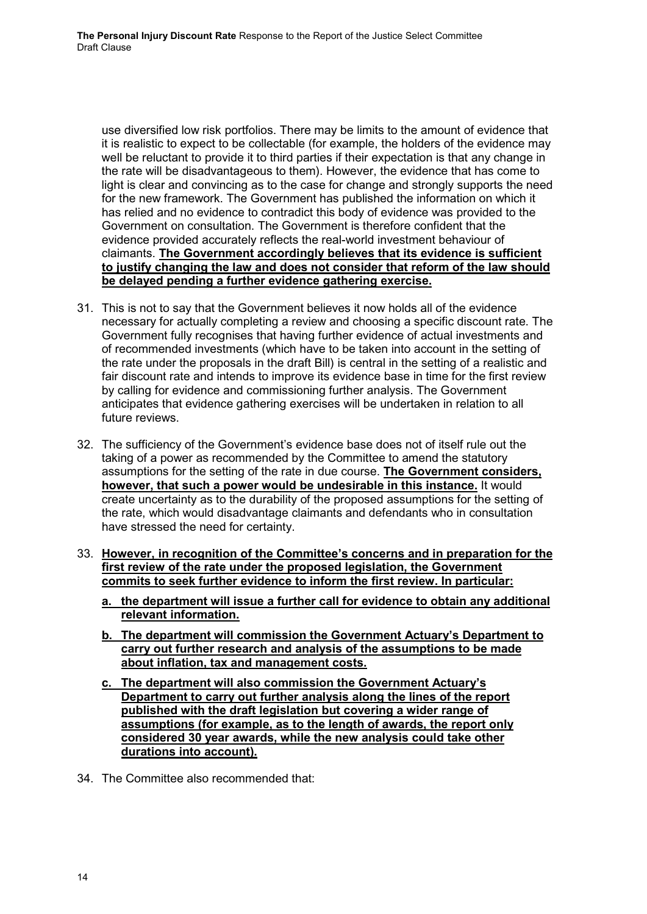use diversified low risk portfolios. There may be limits to the amount of evidence that it is realistic to expect to be collectable (for example, the holders of the evidence may well be reluctant to provide it to third parties if their expectation is that any change in the rate will be disadvantageous to them). However, the evidence that has come to light is clear and convincing as to the case for change and strongly supports the need for the new framework. The Government has published the information on which it has relied and no evidence to contradict this body of evidence was provided to the Government on consultation. The Government is therefore confident that the evidence provided accurately reflects the real-world investment behaviour of claimants. **The Government accordingly believes that its evidence is sufficient to justify changing the law and does not consider that reform of the law should be delayed pending a further evidence gathering exercise.**

31. This is not to say that the Government believes it now holds all of the evidence necessary for actually completing a review and choosing a specific discount rate. The Government fully recognises that having further evidence of actual investments and of recommended investments (which have to be taken into account in the setting of the rate under the proposals in the draft Bill) is central in the setting of a realistic and fair discount rate and intends to improve its evidence base in time for the first review by calling for evidence and commissioning further analysis. The Government anticipates that evidence gathering exercises will be undertaken in relation to all future reviews.

32. The sufficiency of the Government's evidence base does not of itself rule out the taking of a power as recommended by the Committee to amend the statutory assumptions for the setting of the rate in due course. **The Government considers, however, that such a power would be undesirable in this instance.** It would create uncertainty as to the durability of the proposed assumptions for the setting of the rate, which would disadvantage claimants and defendants who in consultation have stressed the need for certainty.

33. **However, in recognition of the Committee's concerns and in preparation for the first review of the rate under the proposed legislation, the Government commits to seek further evidence to inform the first review. In particular:**

    a. **the department will issue a further call for evidence to obtain any additional relevant information.**

    b. **The department will commission the Government Actuary's Department to carry out further research and analysis of the assumptions to be made about inflation, tax and management costs.**

    c. **The department will also commission the Government Actuary's Department to carry out further analysis along the lines of the report published with the draft legislation but covering a wider range of assumptions (for example, as to the length of awards, the report only considered 30 year awards, while the new analysis could take other durations into account).**

34. The Committee also recommended that: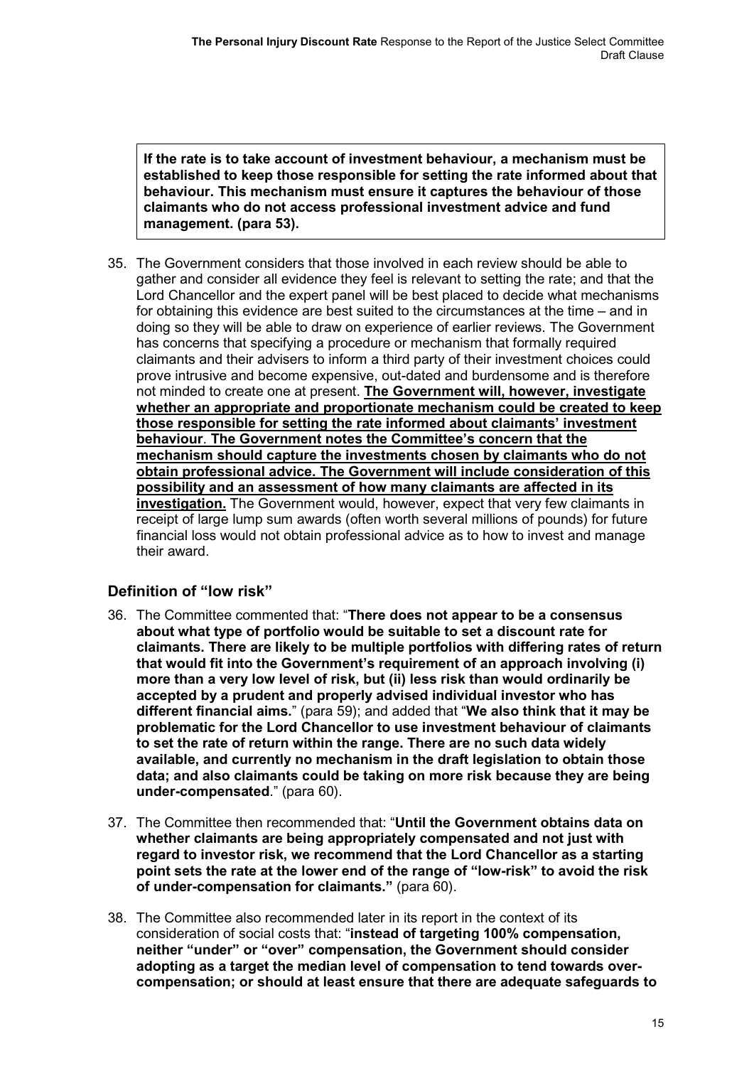> **If the rate is to take account of investment behaviour, a mechanism must be established to keep those responsible for setting the rate informed about that behaviour. This mechanism must ensure it captures the behaviour of those claimants who do not access professional investment advice and fund management. (para 53).**

35. The Government considers that those involved in each review should be able to gather and consider all evidence they feel is relevant to setting the rate; and that the Lord Chancellor and the expert panel will be best placed to decide what mechanisms for obtaining this evidence are best suited to the circumstances at the time – and in doing so they will be able to draw on experience of earlier reviews. The Government has concerns that specifying a procedure or mechanism that formally required claimants and their advisers to inform a third party of their investment choices could prove intrusive and become expensive, out-dated and burdensome and is therefore not minded to create one at present. <u>**The Government will, however, investigate whether an appropriate and proportionate mechanism could be created to keep those responsible for setting the rate informed about claimants' investment behaviour**</u>. <u>**The Government notes the Committee's concern that the mechanism should capture the investments chosen by claimants who do not obtain professional advice. The Government will include consideration of this possibility and an assessment of how many claimants are affected in its investigation.**</u> The Government would, however, expect that very few claimants in receipt of large lump sum awards (often worth several millions of pounds) for future financial loss would not obtain professional advice as to how to invest and manage their award.

## Definition of "low risk"

36. The Committee commented that: "**There does not appear to be a consensus about what type of portfolio would be suitable to set a discount rate for claimants. There are likely to be multiple portfolios with differing rates of return that would fit into the Government's requirement of an approach involving (i) more than a very low level of risk, but (ii) less risk than would ordinarily be accepted by a prudent and properly advised individual investor who has different financial aims.**" (para 59); and added that "**We also think that it may be problematic for the Lord Chancellor to use investment behaviour of claimants to set the rate of return within the range. There are no such data widely available, and currently no mechanism in the draft legislation to obtain those data; and also claimants could be taking on more risk because they are being under-compensated**." (para 60).

37. The Committee then recommended that: "**Until the Government obtains data on whether claimants are being appropriately compensated and not just with regard to investor risk, we recommend that the Lord Chancellor as a starting point sets the rate at the lower end of the range of "low-risk" to avoid the risk of under-compensation for claimants.**" (para 60).

38. The Committee also recommended later in its report in the context of its consideration of social costs that: "**instead of targeting 100% compensation, neither "under" or "over" compensation, the Government should consider adopting as a target the median level of compensation to tend towards over-compensation; or should at least ensure that there are adequate safeguards to**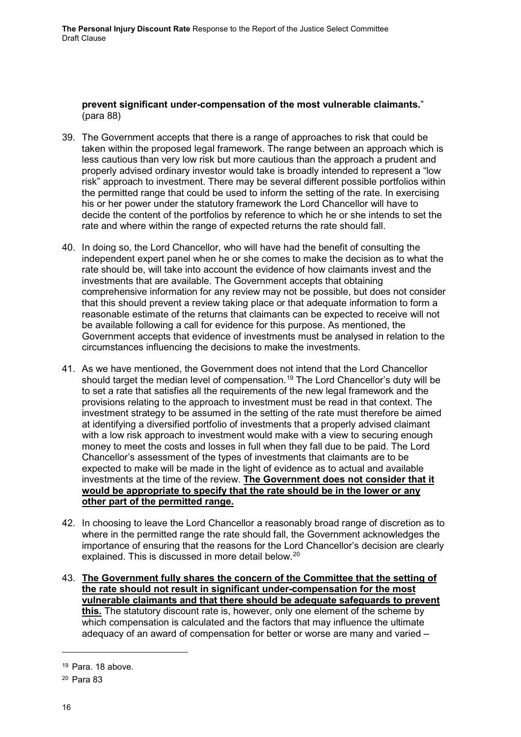**prevent significant under-compensation of the most vulnerable claimants.**" (para 88)

39. The Government accepts that there is a range of approaches to risk that could be taken within the proposed legal framework. The range between an approach which is less cautious than very low risk but more cautious than the approach a prudent and properly advised ordinary investor would take is broadly intended to represent a "low risk" approach to investment. There may be several different possible portfolios within the permitted range that could be used to inform the setting of the rate. In exercising his or her power under the statutory framework the Lord Chancellor will have to decide the content of the portfolios by reference to which he or she intends to set the rate and where within the range of expected returns the rate should fall.

40. In doing so, the Lord Chancellor, who will have had the benefit of consulting the independent expert panel when he or she comes to make the decision as to what the rate should be, will take into account the evidence of how claimants invest and the investments that are available. The Government accepts that obtaining comprehensive information for any review may not be possible, but does not consider that this should prevent a review taking place or that adequate information to form a reasonable estimate of the returns that claimants can be expected to receive will not be available following a call for evidence for this purpose. As mentioned, the Government accepts that evidence of investments must be analysed in relation to the circumstances influencing the decisions to make the investments.

41. As we have mentioned, the Government does not intend that the Lord Chancellor should target the median level of compensation.[19] The Lord Chancellor's duty will be to set a rate that satisfies all the requirements of the new legal framework and the provisions relating to the approach to investment must be read in that context. The investment strategy to be assumed in the setting of the rate must therefore be aimed at identifying a diversified portfolio of investments that a properly advised claimant with a low risk approach to investment would make with a view to securing enough money to meet the costs and losses in full when they fall due to be paid. The Lord Chancellor's assessment of the types of investments that claimants are to be expected to make will be made in the light of evidence as to actual and available investments at the time of the review. **The Government does not consider that it would be appropriate to specify that the rate should be in the lower or any other part of the permitted range.**

42. In choosing to leave the Lord Chancellor a reasonably broad range of discretion as to where in the permitted range the rate should fall, the Government acknowledges the importance of ensuring that the reasons for the Lord Chancellor's decision are clearly explained. This is discussed in more detail below.[20]

43. **The Government fully shares the concern of the Committee that the setting of the rate should not result in significant under-compensation for the most vulnerable claimants and that there should be adequate safeguards to prevent this.** The statutory discount rate is, however, only one element of the scheme by which compensation is calculated and the factors that may influence the ultimate adequacy of an award of compensation for better or worse are many and varied –

---

[19] Para. 18 above.

[20] Para 83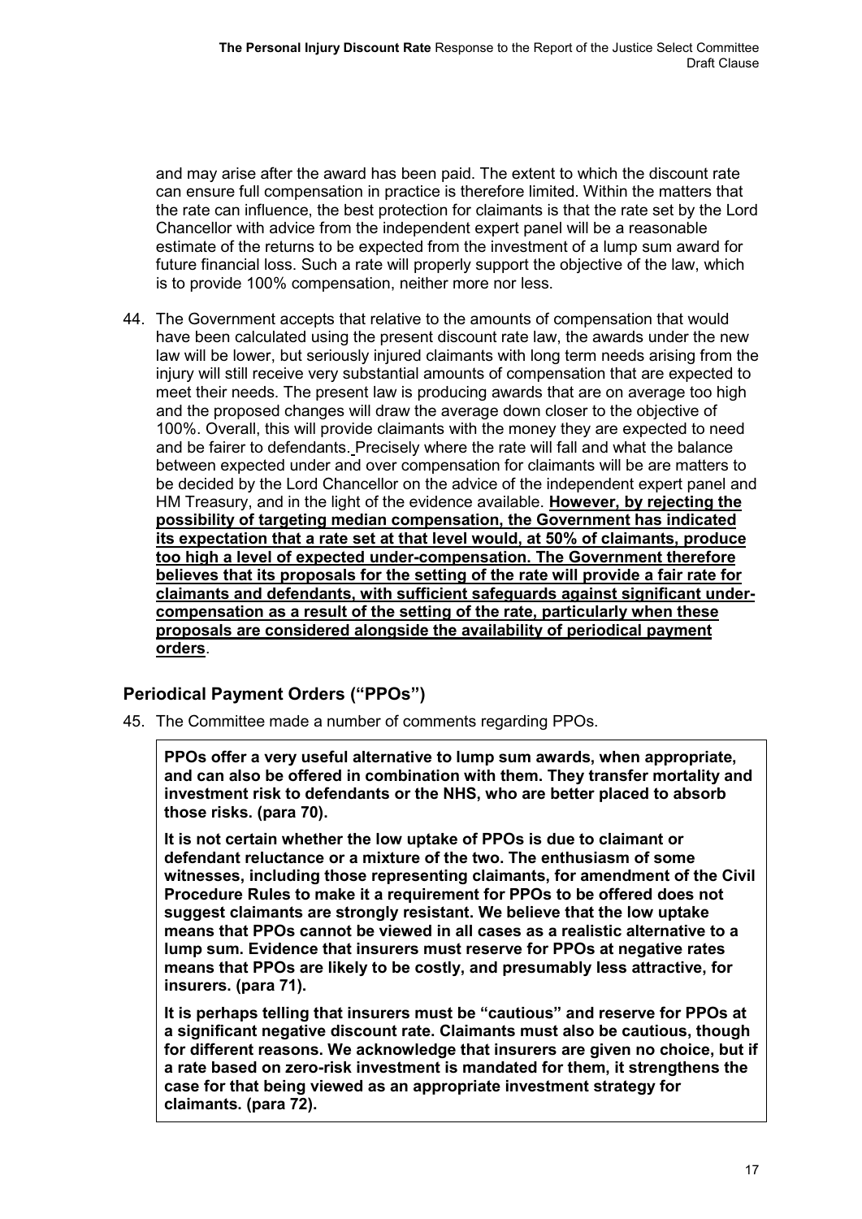and may arise after the award has been paid. The extent to which the discount rate can ensure full compensation in practice is therefore limited. Within the matters that the rate can influence, the best protection for claimants is that the rate set by the Lord Chancellor with advice from the independent expert panel will be a reasonable estimate of the returns to be expected from the investment of a lump sum award for future financial loss. Such a rate will properly support the objective of the law, which is to provide 100% compensation, neither more nor less.

44. The Government accepts that relative to the amounts of compensation that would have been calculated using the present discount rate law, the awards under the new law will be lower, but seriously injured claimants with long term needs arising from the injury will still receive very substantial amounts of compensation that are expected to meet their needs. The present law is producing awards that are on average too high and the proposed changes will draw the average down closer to the objective of 100%. Overall, this will provide claimants with the money they are expected to need and be fairer to defendants. Precisely where the rate will fall and what the balance between expected under and over compensation for claimants will be are matters to be decided by the Lord Chancellor on the advice of the independent expert panel and HM Treasury, and in the light of the evidence available. **However, by rejecting the possibility of targeting median compensation, the Government has indicated its expectation that a rate set at that level would, at 50% of claimants, produce too high a level of expected under-compensation. The Government therefore believes that its proposals for the setting of the rate will provide a fair rate for claimants and defendants, with sufficient safeguards against significant under-compensation as a result of the setting of the rate, particularly when these proposals are considered alongside the availability of periodical payment orders**.

## Periodical Payment Orders ("PPOs")

45. The Committee made a number of comments regarding PPOs.

> **PPOs offer a very useful alternative to lump sum awards, when appropriate, and can also be offered in combination with them. They transfer mortality and investment risk to defendants or the NHS, who are better placed to absorb those risks. (para 70).**
>
> **It is not certain whether the low uptake of PPOs is due to claimant or defendant reluctance or a mixture of the two. The enthusiasm of some witnesses, including those representing claimants, for amendment of the Civil Procedure Rules to make it a requirement for PPOs to be offered does not suggest claimants are strongly resistant. We believe that the low uptake means that PPOs cannot be viewed in all cases as a realistic alternative to a lump sum. Evidence that insurers must reserve for PPOs at negative rates means that PPOs are likely to be costly, and presumably less attractive, for insurers. (para 71).**
>
> **It is perhaps telling that insurers must be "cautious" and reserve for PPOs at a significant negative discount rate. Claimants must also be cautious, though for different reasons. We acknowledge that insurers are given no choice, but if a rate based on zero-risk investment is mandated for them, it strengthens the case for that being viewed as an appropriate investment strategy for claimants. (para 72).**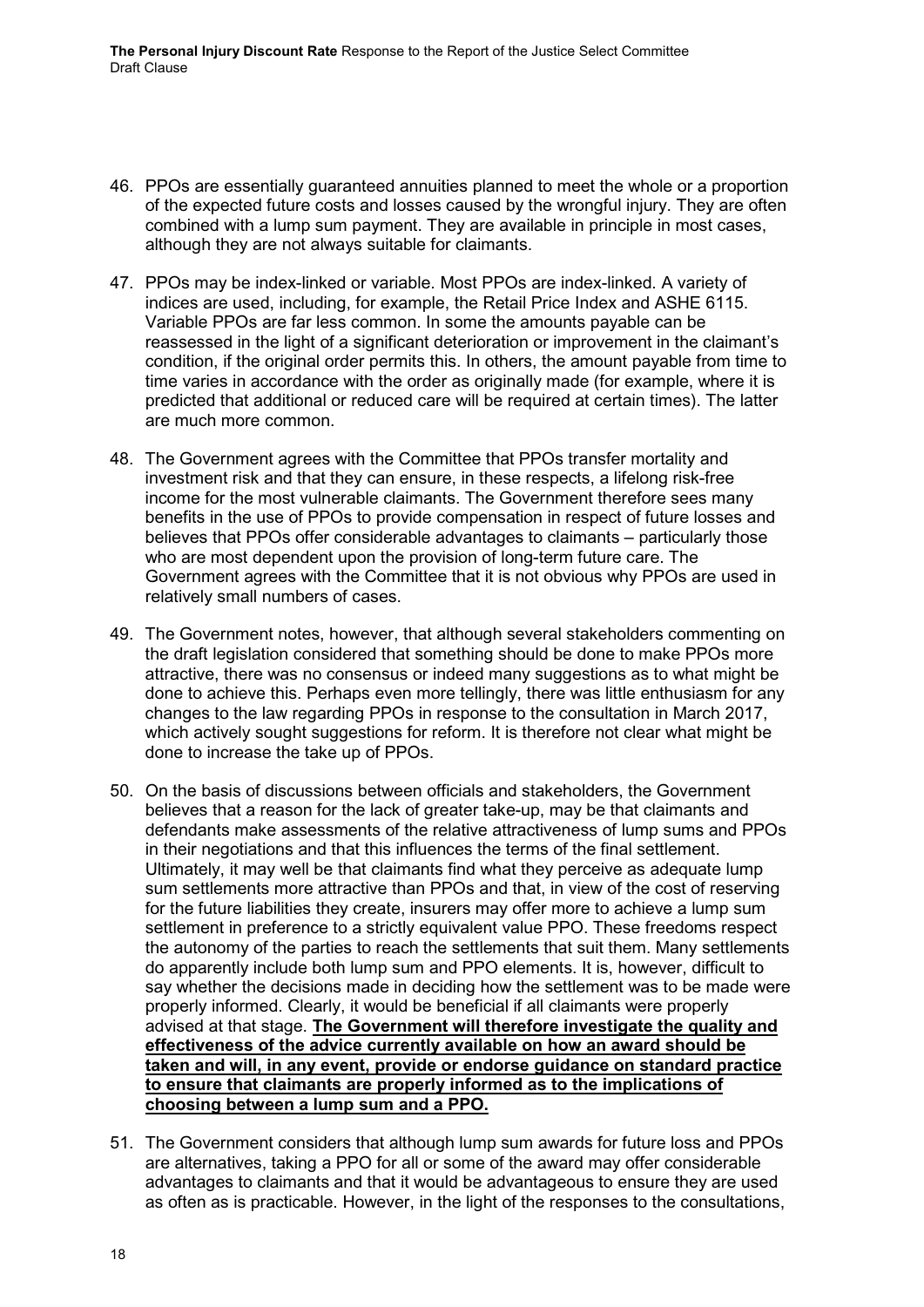46. PPOs are essentially guaranteed annuities planned to meet the whole or a proportion of the expected future costs and losses caused by the wrongful injury. They are often combined with a lump sum payment. They are available in principle in most cases, although they are not always suitable for claimants.

47. PPOs may be index-linked or variable. Most PPOs are index-linked. A variety of indices are used, including, for example, the Retail Price Index and ASHE 6115. Variable PPOs are far less common. In some the amounts payable can be reassessed in the light of a significant deterioration or improvement in the claimant's condition, if the original order permits this. In others, the amount payable from time to time varies in accordance with the order as originally made (for example, where it is predicted that additional or reduced care will be required at certain times). The latter are much more common.

48. The Government agrees with the Committee that PPOs transfer mortality and investment risk and that they can ensure, in these respects, a lifelong risk-free income for the most vulnerable claimants. The Government therefore sees many benefits in the use of PPOs to provide compensation in respect of future losses and believes that PPOs offer considerable advantages to claimants – particularly those who are most dependent upon the provision of long-term future care. The Government agrees with the Committee that it is not obvious why PPOs are used in relatively small numbers of cases.

49. The Government notes, however, that although several stakeholders commenting on the draft legislation considered that something should be done to make PPOs more attractive, there was no consensus or indeed many suggestions as to what might be done to achieve this. Perhaps even more tellingly, there was little enthusiasm for any changes to the law regarding PPOs in response to the consultation in March 2017, which actively sought suggestions for reform. It is therefore not clear what might be done to increase the take up of PPOs.

50. On the basis of discussions between officials and stakeholders, the Government believes that a reason for the lack of greater take-up, may be that claimants and defendants make assessments of the relative attractiveness of lump sums and PPOs in their negotiations and that this influences the terms of the final settlement. Ultimately, it may well be that claimants find what they perceive as adequate lump sum settlements more attractive than PPOs and that, in view of the cost of reserving for the future liabilities they create, insurers may offer more to achieve a lump sum settlement in preference to a strictly equivalent value PPO. These freedoms respect the autonomy of the parties to reach the settlements that suit them. Many settlements do apparently include both lump sum and PPO elements. It is, however, difficult to say whether the decisions made in deciding how the settlement was to be made were properly informed. Clearly, it would be beneficial if all claimants were properly advised at that stage. **The Government will therefore investigate the quality and effectiveness of the advice currently available on how an award should be taken and will, in any event, provide or endorse guidance on standard practice to ensure that claimants are properly informed as to the implications of choosing between a lump sum and a PPO.**

51. The Government considers that although lump sum awards for future loss and PPOs are alternatives, taking a PPO for all or some of the award may offer considerable advantages to claimants and that it would be advantageous to ensure they are used as often as is practicable. However, in the light of the responses to the consultations,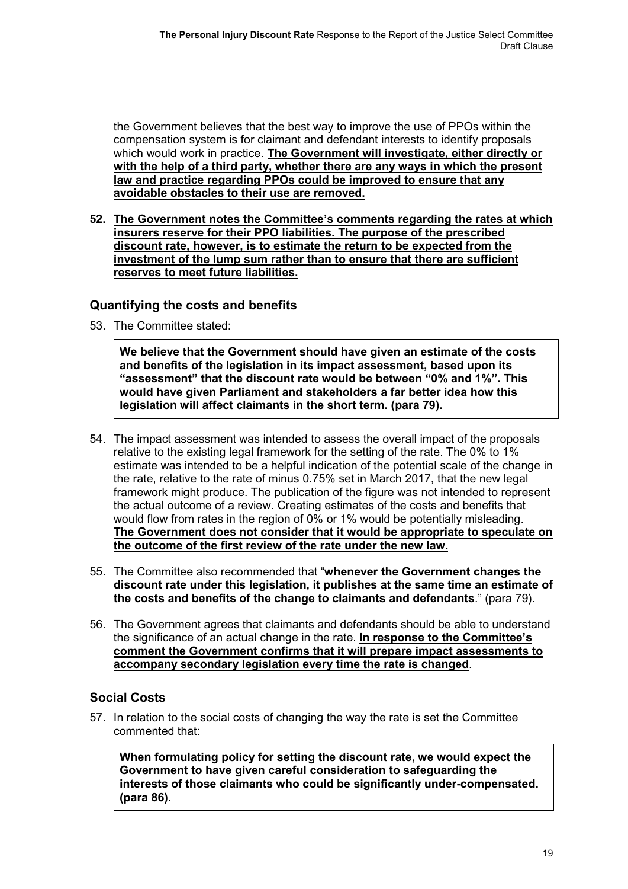the Government believes that the best way to improve the use of PPOs within the compensation system is for claimant and defendant interests to identify proposals which would work in practice. **<u>The Government will investigate, either directly or with the help of a third party, whether there are any ways in which the present law and practice regarding PPOs could be improved to ensure that any avoidable obstacles to their use are removed.</u>**

52. **<u>The Government notes the Committee's comments regarding the rates at which insurers reserve for their PPO liabilities. The purpose of the prescribed discount rate, however, is to estimate the return to be expected from the investment of the lump sum rather than to ensure that there are sufficient reserves to meet future liabilities.</u>**

## Quantifying the costs and benefits

53. The Committee stated:

> **We believe that the Government should have given an estimate of the costs and benefits of the legislation in its impact assessment, based upon its "assessment" that the discount rate would be between "0% and 1%". This would have given Parliament and stakeholders a far better idea how this legislation will affect claimants in the short term. (para 79).**

54. The impact assessment was intended to assess the overall impact of the proposals relative to the existing legal framework for the setting of the rate. The 0% to 1% estimate was intended to be a helpful indication of the potential scale of the change in the rate, relative to the rate of minus 0.75% set in March 2017, that the new legal framework might produce. The publication of the figure was not intended to represent the actual outcome of a review. Creating estimates of the costs and benefits that would flow from rates in the region of 0% or 1% would be potentially misleading. **<u>The Government does not consider that it would be appropriate to speculate on the outcome of the first review of the rate under the new law.</u>**

55. The Committee also recommended that "**whenever the Government changes the discount rate under this legislation, it publishes at the same time an estimate of the costs and benefits of the change to claimants and defendants**." (para 79).

56. The Government agrees that claimants and defendants should be able to understand the significance of an actual change in the rate. **<u>In response to the Committee's comment the Government confirms that it will prepare impact assessments to accompany secondary legislation every time the rate is changed</u>**.

## Social Costs

57. In relation to the social costs of changing the way the rate is set the Committee commented that:

> **When formulating policy for setting the discount rate, we would expect the Government to have given careful consideration to safeguarding the interests of those claimants who could be significantly under-compensated. (para 86).**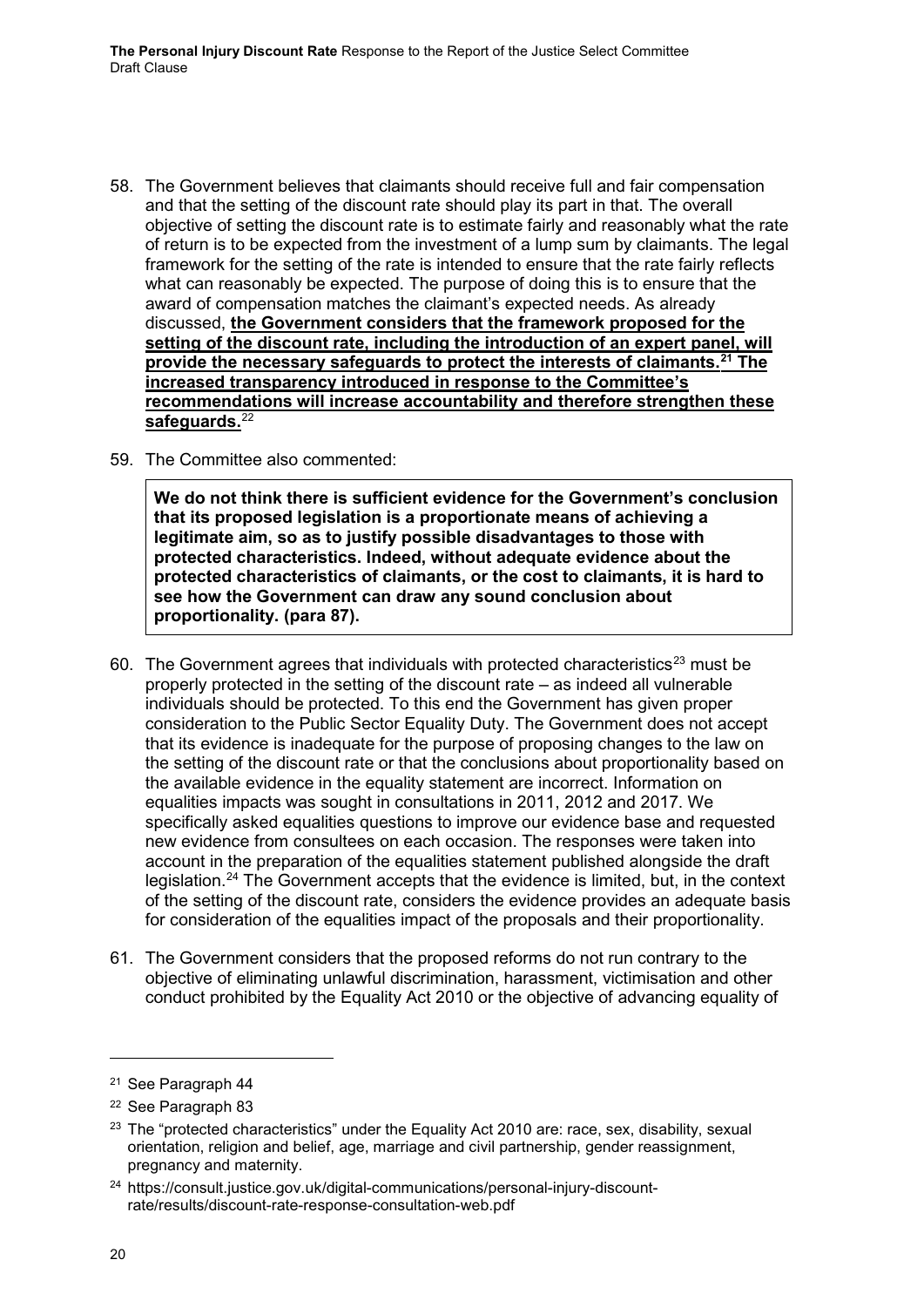58. The Government believes that claimants should receive full and fair compensation and that the setting of the discount rate should play its part in that. The overall objective of setting the discount rate is to estimate fairly and reasonably what the rate of return is to be expected from the investment of a lump sum by claimants. The legal framework for the setting of the rate is intended to ensure that the rate fairly reflects what can reasonably be expected. The purpose of doing this is to ensure that the award of compensation matches the claimant's expected needs. As already discussed, **the Government considers that the framework proposed for the setting of the discount rate, including the introduction of an expert panel, will provide the necessary safeguards to protect the interests of claimants.[21] The increased transparency introduced in response to the Committee's recommendations will increase accountability and therefore strengthen these safeguards.**[22]

59. The Committee also commented:

> **We do not think there is sufficient evidence for the Government's conclusion that its proposed legislation is a proportionate means of achieving a legitimate aim, so as to justify possible disadvantages to those with protected characteristics. Indeed, without adequate evidence about the protected characteristics of claimants, or the cost to claimants, it is hard to see how the Government can draw any sound conclusion about proportionality. (para 87).**

60. The Government agrees that individuals with protected characteristics[23] must be properly protected in the setting of the discount rate – as indeed all vulnerable individuals should be protected. To this end the Government has given proper consideration to the Public Sector Equality Duty. The Government does not accept that its evidence is inadequate for the purpose of proposing changes to the law on the setting of the discount rate or that the conclusions about proportionality based on the available evidence in the equality statement are incorrect. Information on equalities impacts was sought in consultations in 2011, 2012 and 2017. We specifically asked equalities questions to improve our evidence base and requested new evidence from consultees on each occasion. The responses were taken into account in the preparation of the equalities statement published alongside the draft legislation.[24] The Government accepts that the evidence is limited, but, in the context of the setting of the discount rate, considers the evidence provides an adequate basis for consideration of the equalities impact of the proposals and their proportionality.

61. The Government considers that the proposed reforms do not run contrary to the objective of eliminating unlawful discrimination, harassment, victimisation and other conduct prohibited by the Equality Act 2010 or the objective of advancing equality of

---

[21] See Paragraph 44

[22] See Paragraph 83

[23] The "protected characteristics" under the Equality Act 2010 are: race, sex, disability, sexual orientation, religion and belief, age, marriage and civil partnership, gender reassignment, pregnancy and maternity.

[24] https://consult.justice.gov.uk/digital-communications/personal-injury-discount-rate/results/discount-rate-response-consultation-web.pdf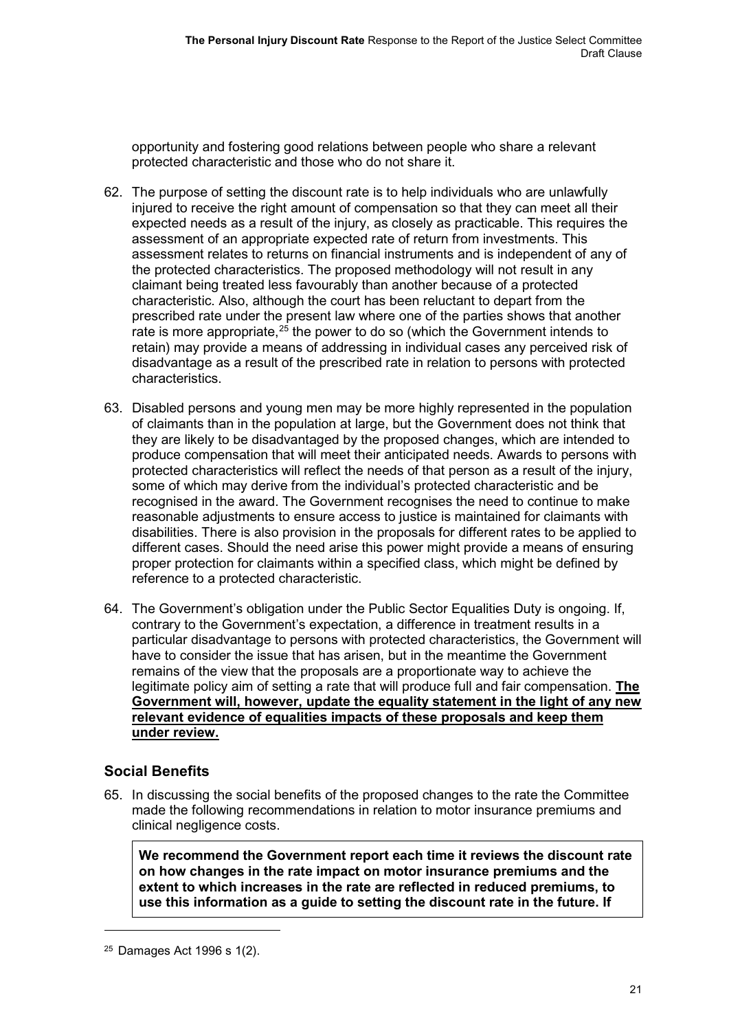opportunity and fostering good relations between people who share a relevant protected characteristic and those who do not share it.

62. The purpose of setting the discount rate is to help individuals who are unlawfully injured to receive the right amount of compensation so that they can meet all their expected needs as a result of the injury, as closely as practicable. This requires the assessment of an appropriate expected rate of return from investments. This assessment relates to returns on financial instruments and is independent of any of the protected characteristics. The proposed methodology will not result in any claimant being treated less favourably than another because of a protected characteristic. Also, although the court has been reluctant to depart from the prescribed rate under the present law where one of the parties shows that another rate is more appropriate,[25] the power to do so (which the Government intends to retain) may provide a means of addressing in individual cases any perceived risk of disadvantage as a result of the prescribed rate in relation to persons with protected characteristics.

63. Disabled persons and young men may be more highly represented in the population of claimants than in the population at large, but the Government does not think that they are likely to be disadvantaged by the proposed changes, which are intended to produce compensation that will meet their anticipated needs. Awards to persons with protected characteristics will reflect the needs of that person as a result of the injury, some of which may derive from the individual's protected characteristic and be recognised in the award. The Government recognises the need to continue to make reasonable adjustments to ensure access to justice is maintained for claimants with disabilities. There is also provision in the proposals for different rates to be applied to different cases. Should the need arise this power might provide a means of ensuring proper protection for claimants within a specified class, which might be defined by reference to a protected characteristic.

64. The Government's obligation under the Public Sector Equalities Duty is ongoing. If, contrary to the Government's expectation, a difference in treatment results in a particular disadvantage to persons with protected characteristics, the Government will have to consider the issue that has arisen, but in the meantime the Government remains of the view that the proposals are a proportionate way to achieve the legitimate policy aim of setting a rate that will produce full and fair compensation. **The Government will, however, update the equality statement in the light of any new relevant evidence of equalities impacts of these proposals and keep them under review.**

## Social Benefits

65. In discussing the social benefits of the proposed changes to the rate the Committee made the following recommendations in relation to motor insurance premiums and clinical negligence costs.

> **We recommend the Government report each time it reviews the discount rate on how changes in the rate impact on motor insurance premiums and the extent to which increases in the rate are reflected in reduced premiums, to use this information as a guide to setting the discount rate in the future. If**

[25] Damages Act 1996 s 1(2).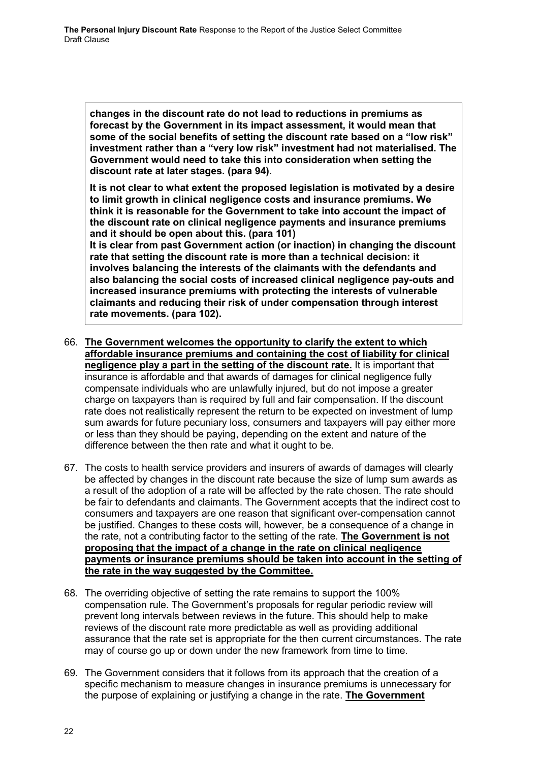**changes in the discount rate do not lead to reductions in premiums as forecast by the Government in its impact assessment, it would mean that some of the social benefits of setting the discount rate based on a "low risk" investment rather than a "very low risk" investment had not materialised. The Government would need to take this into consideration when setting the discount rate at later stages. (para 94)**.

**It is not clear to what extent the proposed legislation is motivated by a desire to limit growth in clinical negligence costs and insurance premiums. We think it is reasonable for the Government to take into account the impact of the discount rate on clinical negligence payments and insurance premiums and it should be open about this. (para 101)**

**It is clear from past Government action (or inaction) in changing the discount rate that setting the discount rate is more than a technical decision: it involves balancing the interests of the claimants with the defendants and also balancing the social costs of increased clinical negligence pay-outs and increased insurance premiums with protecting the interests of vulnerable claimants and reducing their risk of under compensation through interest rate movements. (para 102).**

66. **The Government welcomes the opportunity to clarify the extent to which affordable insurance premiums and containing the cost of liability for clinical negligence play a part in the setting of the discount rate.** It is important that insurance is affordable and that awards of damages for clinical negligence fully compensate individuals who are unlawfully injured, but do not impose a greater charge on taxpayers than is required by full and fair compensation. If the discount rate does not realistically represent the return to be expected on investment of lump sum awards for future pecuniary loss, consumers and taxpayers will pay either more or less than they should be paying, depending on the extent and nature of the difference between the then rate and what it ought to be.

67. The costs to health service providers and insurers of awards of damages will clearly be affected by changes in the discount rate because the size of lump sum awards as a result of the adoption of a rate will be affected by the rate chosen. The rate should be fair to defendants and claimants. The Government accepts that the indirect cost to consumers and taxpayers are one reason that significant over-compensation cannot be justified. Changes to these costs will, however, be a consequence of a change in the rate, not a contributing factor to the setting of the rate. **The Government is not proposing that the impact of a change in the rate on clinical negligence payments or insurance premiums should be taken into account in the setting of the rate in the way suggested by the Committee.**

68. The overriding objective of setting the rate remains to support the 100% compensation rule. The Government's proposals for regular periodic review will prevent long intervals between reviews in the future. This should help to make reviews of the discount rate more predictable as well as providing additional assurance that the rate set is appropriate for the then current circumstances. The rate may of course go up or down under the new framework from time to time.

69. The Government considers that it follows from its approach that the creation of a specific mechanism to measure changes in insurance premiums is unnecessary for the purpose of explaining or justifying a change in the rate. **The Government**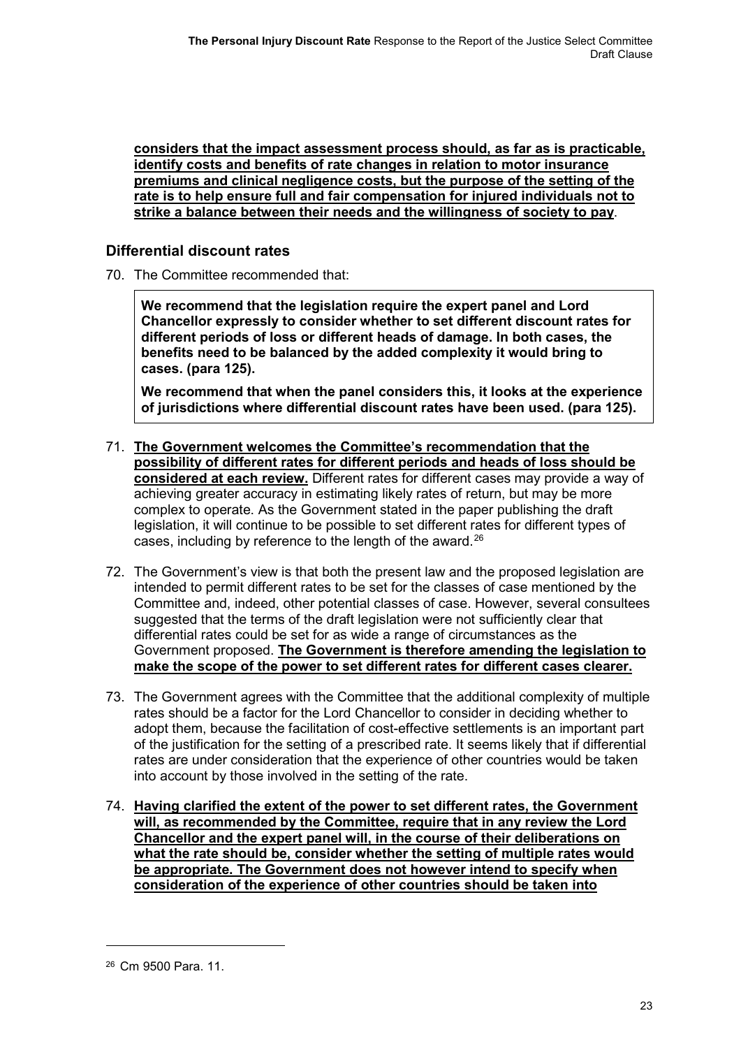**considers that the impact assessment process should, as far as is practicable, identify costs and benefits of rate changes in relation to motor insurance premiums and clinical negligence costs, but the purpose of the setting of the rate is to help ensure full and fair compensation for injured individuals not to strike a balance between their needs and the willingness of society to pay**.

## Differential discount rates

70. The Committee recommended that:

> **We recommend that the legislation require the expert panel and Lord Chancellor expressly to consider whether to set different discount rates for different periods of loss or different heads of damage. In both cases, the benefits need to be balanced by the added complexity it would bring to cases. (para 125).**
>
> **We recommend that when the panel considers this, it looks at the experience of jurisdictions where differential discount rates have been used. (para 125).**

71. **The Government welcomes the Committee's recommendation that the possibility of different rates for different periods and heads of loss should be considered at each review.** Different rates for different cases may provide a way of achieving greater accuracy in estimating likely rates of return, but may be more complex to operate. As the Government stated in the paper publishing the draft legislation, it will continue to be possible to set different rates for different types of cases, including by reference to the length of the award.[26]

72. The Government's view is that both the present law and the proposed legislation are intended to permit different rates to be set for the classes of case mentioned by the Committee and, indeed, other potential classes of case. However, several consultees suggested that the terms of the draft legislation were not sufficiently clear that differential rates could be set for as wide a range of circumstances as the Government proposed. **The Government is therefore amending the legislation to make the scope of the power to set different rates for different cases clearer.**

73. The Government agrees with the Committee that the additional complexity of multiple rates should be a factor for the Lord Chancellor to consider in deciding whether to adopt them, because the facilitation of cost-effective settlements is an important part of the justification for the setting of a prescribed rate. It seems likely that if differential rates are under consideration that the experience of other countries would be taken into account by those involved in the setting of the rate.

74. **Having clarified the extent of the power to set different rates, the Government will, as recommended by the Committee, require that in any review the Lord Chancellor and the expert panel will, in the course of their deliberations on what the rate should be, consider whether the setting of multiple rates would be appropriate. The Government does not however intend to specify when consideration of the experience of other countries should be taken into**

---

[26] Cm 9500 Para. 11.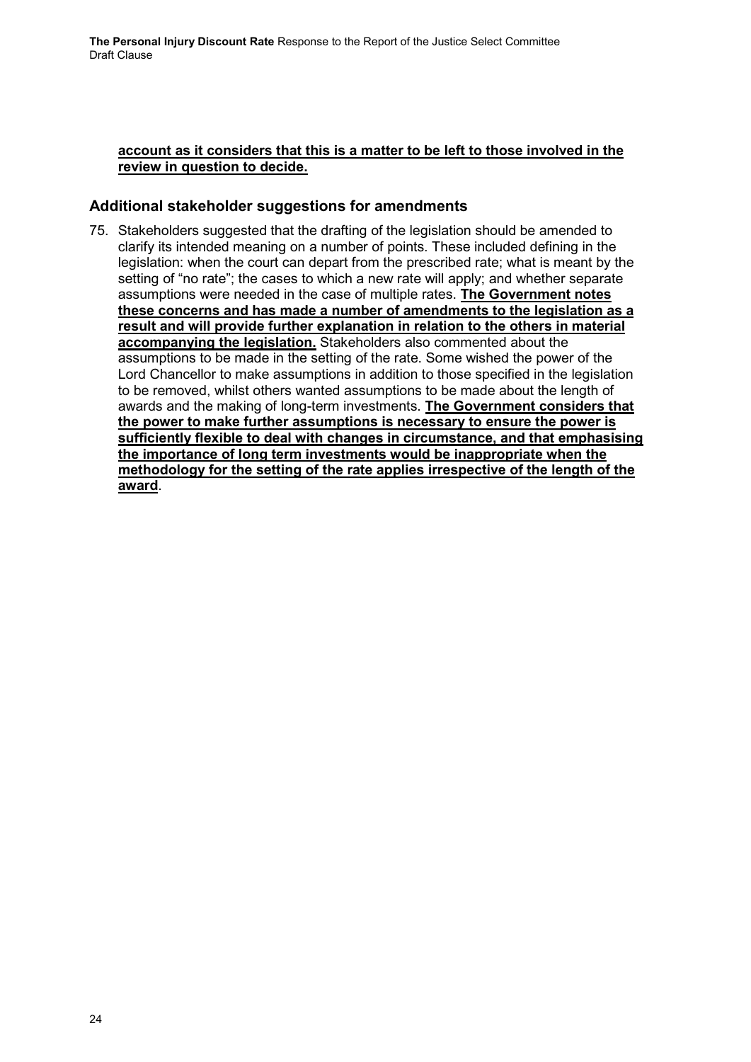**account as it considers that this is a matter to be left to those involved in the review in question to decide.**

## Additional stakeholder suggestions for amendments

75. Stakeholders suggested that the drafting of the legislation should be amended to clarify its intended meaning on a number of points. These included defining in the legislation: when the court can depart from the prescribed rate; what is meant by the setting of "no rate"; the cases to which a new rate will apply; and whether separate assumptions were needed in the case of multiple rates. **The Government notes these concerns and has made a number of amendments to the legislation as a result and will provide further explanation in relation to the others in material accompanying the legislation.** Stakeholders also commented about the assumptions to be made in the setting of the rate. Some wished the power of the Lord Chancellor to make assumptions in addition to those specified in the legislation to be removed, whilst others wanted assumptions to be made about the length of awards and the making of long-term investments. **The Government considers that the power to make further assumptions is necessary to ensure the power is sufficiently flexible to deal with changes in circumstance, and that emphasising the importance of long term investments would be inappropriate when the methodology for the setting of the rate applies irrespective of the length of the award**.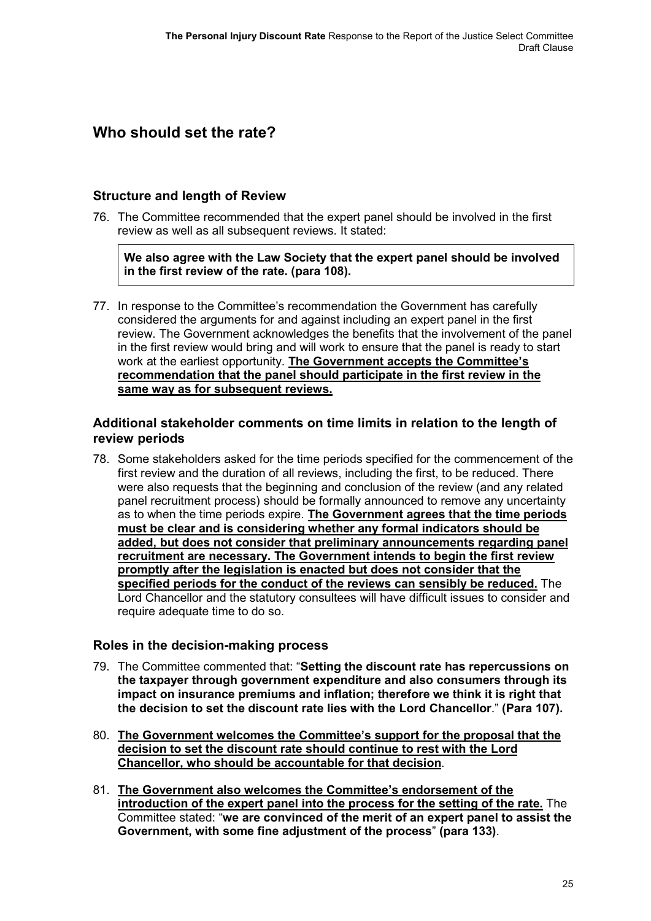## Who should set the rate?

### Structure and length of Review

76. The Committee recommended that the expert panel should be involved in the first review as well as all subsequent reviews. It stated:

> **We also agree with the Law Society that the expert panel should be involved in the first review of the rate. (para 108).**

77. In response to the Committee's recommendation the Government has carefully considered the arguments for and against including an expert panel in the first review. The Government acknowledges the benefits that the involvement of the panel in the first review would bring and will work to ensure that the panel is ready to start work at the earliest opportunity. **The Government accepts the Committee's recommendation that the panel should participate in the first review in the same way as for subsequent reviews.**

### Additional stakeholder comments on time limits in relation to the length of review periods

78. Some stakeholders asked for the time periods specified for the commencement of the first review and the duration of all reviews, including the first, to be reduced. There were also requests that the beginning and conclusion of the review (and any related panel recruitment process) should be formally announced to remove any uncertainty as to when the time periods expire. **The Government agrees that the time periods must be clear and is considering whether any formal indicators should be added, but does not consider that preliminary announcements regarding panel recruitment are necessary. The Government intends to begin the first review promptly after the legislation is enacted but does not consider that the specified periods for the conduct of the reviews can sensibly be reduced.** The Lord Chancellor and the statutory consultees will have difficult issues to consider and require adequate time to do so.

### Roles in the decision-making process

79. The Committee commented that: "**Setting the discount rate has repercussions on the taxpayer through government expenditure and also consumers through its impact on insurance premiums and inflation; therefore we think it is right that the decision to set the discount rate lies with the Lord Chancellor**." **(Para 107).**

80. **The Government welcomes the Committee's support for the proposal that the decision to set the discount rate should continue to rest with the Lord Chancellor, who should be accountable for that decision**.

81. **The Government also welcomes the Committee's endorsement of the introduction of the expert panel into the process for the setting of the rate.** The Committee stated: "**we are convinced of the merit of an expert panel to assist the Government, with some fine adjustment of the process**" **(para 133)**.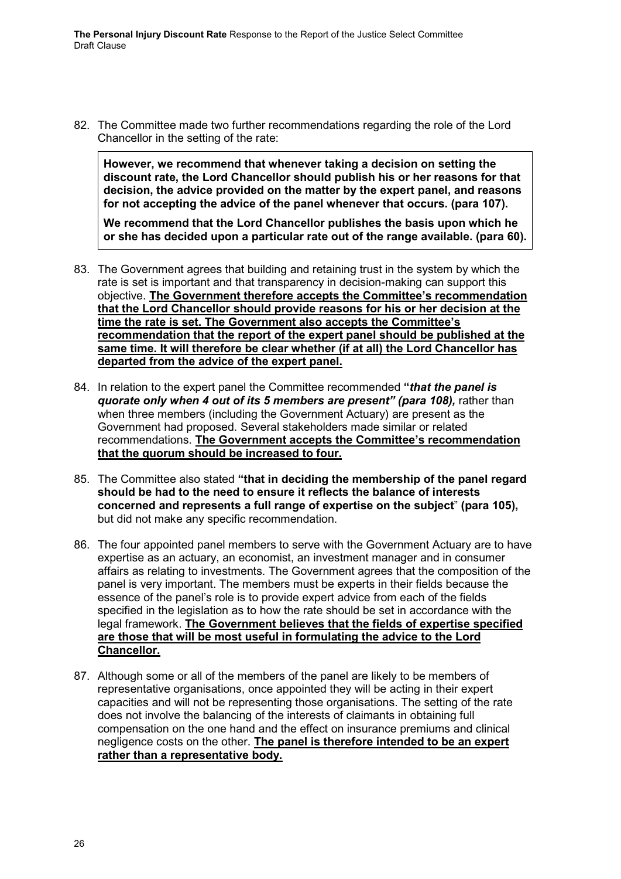82. The Committee made two further recommendations regarding the role of the Lord Chancellor in the setting of the rate:

> **However, we recommend that whenever taking a decision on setting the discount rate, the Lord Chancellor should publish his or her reasons for that decision, the advice provided on the matter by the expert panel, and reasons for not accepting the advice of the panel whenever that occurs. (para 107).**
>
> **We recommend that the Lord Chancellor publishes the basis upon which he or she has decided upon a particular rate out of the range available. (para 60).**

83. The Government agrees that building and retaining trust in the system by which the rate is set is important and that transparency in decision-making can support this objective. **<u>The Government therefore accepts the Committee's recommendation that the Lord Chancellor should provide reasons for his or her decision at the time the rate is set. The Government also accepts the Committee's recommendation that the report of the expert panel should be published at the same time. It will therefore be clear whether (if at all) the Lord Chancellor has departed from the advice of the expert panel.</u>**

84. In relation to the expert panel the Committee recommended **"*that the panel is quorate only when 4 out of its 5 members are present" (para 108),*** rather than when three members (including the Government Actuary) are present as the Government had proposed. Several stakeholders made similar or related recommendations. **<u>The Government accepts the Committee's recommendation that the quorum should be increased to four.</u>**

85. The Committee also stated **"that in deciding the membership of the panel regard should be had to the need to ensure it reflects the balance of interests concerned and represents a full range of expertise on the subject" (para 105),** but did not make any specific recommendation.

86. The four appointed panel members to serve with the Government Actuary are to have expertise as an actuary, an economist, an investment manager and in consumer affairs as relating to investments. The Government agrees that the composition of the panel is very important. The members must be experts in their fields because the essence of the panel's role is to provide expert advice from each of the fields specified in the legislation as to how the rate should be set in accordance with the legal framework. **<u>The Government believes that the fields of expertise specified are those that will be most useful in formulating the advice to the Lord Chancellor.</u>**

87. Although some or all of the members of the panel are likely to be members of representative organisations, once appointed they will be acting in their expert capacities and will not be representing those organisations. The setting of the rate does not involve the balancing of the interests of claimants in obtaining full compensation on the one hand and the effect on insurance premiums and clinical negligence costs on the other. **<u>The panel is therefore intended to be an expert rather than a representative body.</u>**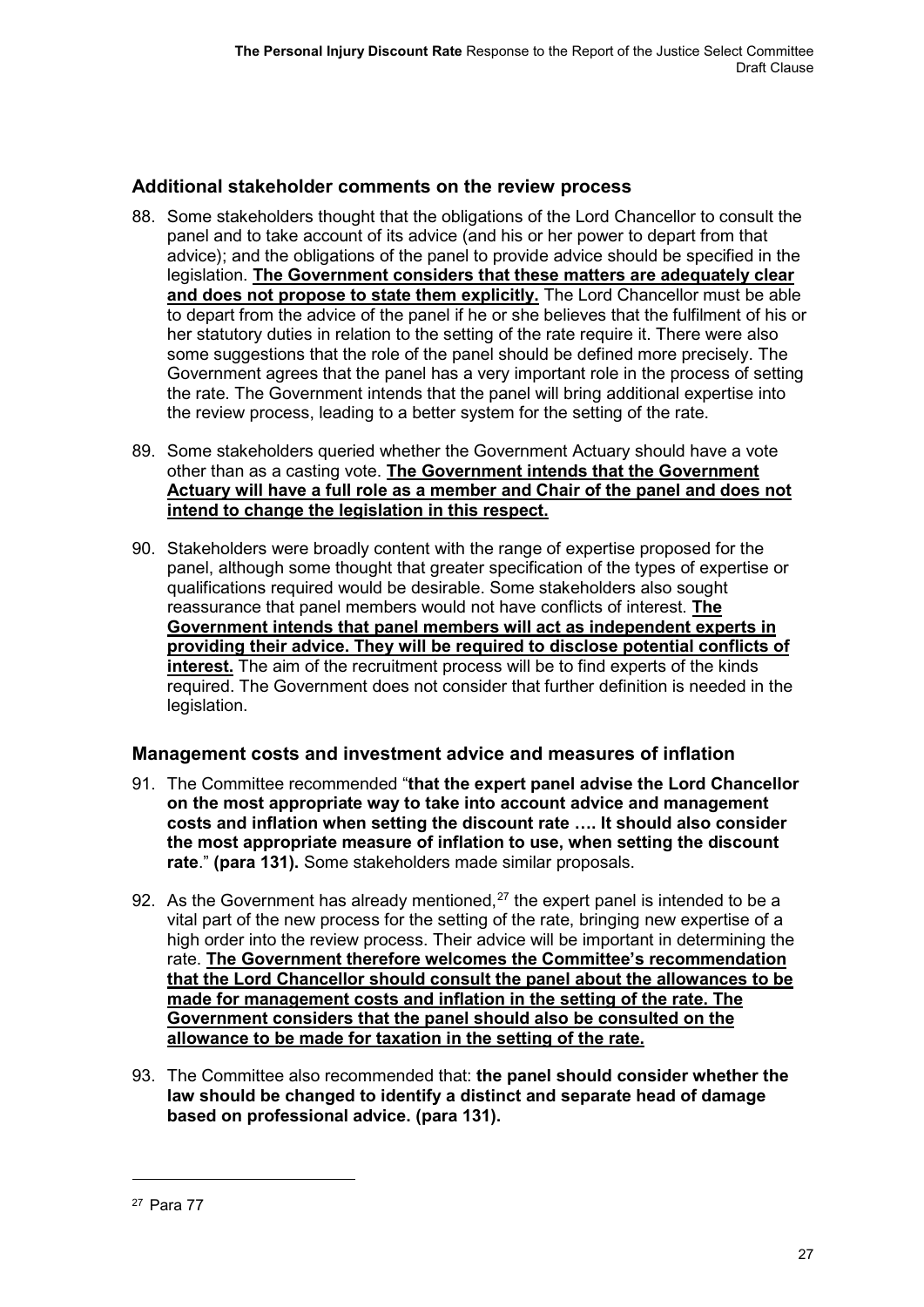## Additional stakeholder comments on the review process

88. Some stakeholders thought that the obligations of the Lord Chancellor to consult the panel and to take account of its advice (and his or her power to depart from that advice); and the obligations of the panel to provide advice should be specified in the legislation. **The Government considers that these matters are adequately clear and does not propose to state them explicitly.** The Lord Chancellor must be able to depart from the advice of the panel if he or she believes that the fulfilment of his or her statutory duties in relation to the setting of the rate require it. There were also some suggestions that the role of the panel should be defined more precisely. The Government agrees that the panel has a very important role in the process of setting the rate. The Government intends that the panel will bring additional expertise into the review process, leading to a better system for the setting of the rate.

89. Some stakeholders queried whether the Government Actuary should have a vote other than as a casting vote. **The Government intends that the Government Actuary will have a full role as a member and Chair of the panel and does not intend to change the legislation in this respect.**

90. Stakeholders were broadly content with the range of expertise proposed for the panel, although some thought that greater specification of the types of expertise or qualifications required would be desirable. Some stakeholders also sought reassurance that panel members would not have conflicts of interest. **The Government intends that panel members will act as independent experts in providing their advice. They will be required to disclose potential conflicts of interest.** The aim of the recruitment process will be to find experts of the kinds required. The Government does not consider that further definition is needed in the legislation.

## Management costs and investment advice and measures of inflation

91. The Committee recommended "**that the expert panel advise the Lord Chancellor on the most appropriate way to take into account advice and management costs and inflation when setting the discount rate …. It should also consider the most appropriate measure of inflation to use, when setting the discount rate**." **(para 131).** Some stakeholders made similar proposals.

92. As the Government has already mentioned,[27] the expert panel is intended to be a vital part of the new process for the setting of the rate, bringing new expertise of a high order into the review process. Their advice will be important in determining the rate. **The Government therefore welcomes the Committee's recommendation that the Lord Chancellor should consult the panel about the allowances to be made for management costs and inflation in the setting of the rate. The Government considers that the panel should also be consulted on the allowance to be made for taxation in the setting of the rate.**

93. The Committee also recommended that: **the panel should consider whether the law should be changed to identify a distinct and separate head of damage based on professional advice. (para 131).**

[27] Para 77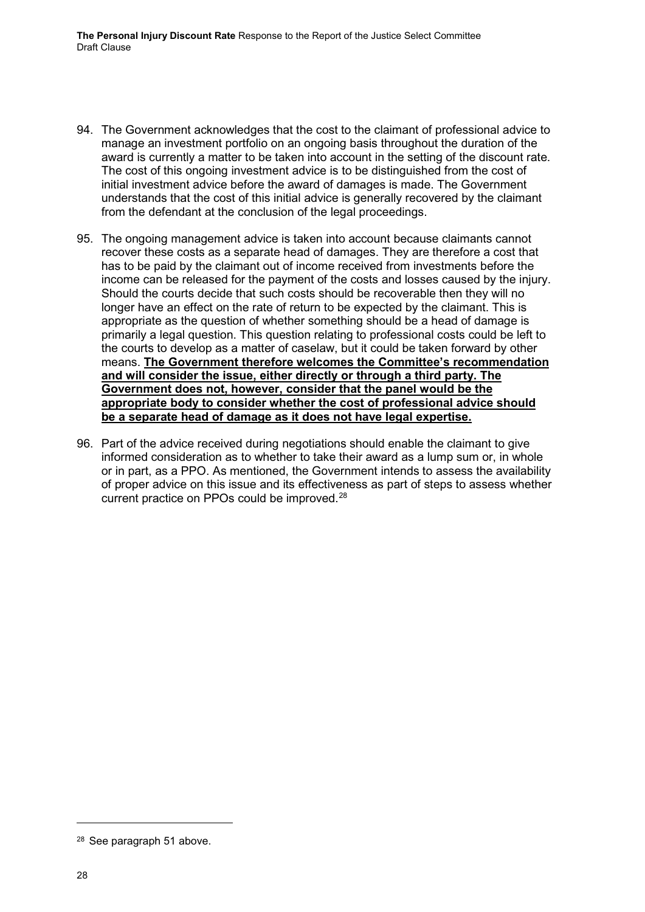94. The Government acknowledges that the cost to the claimant of professional advice to manage an investment portfolio on an ongoing basis throughout the duration of the award is currently a matter to be taken into account in the setting of the discount rate. The cost of this ongoing investment advice is to be distinguished from the cost of initial investment advice before the award of damages is made. The Government understands that the cost of this initial advice is generally recovered by the claimant from the defendant at the conclusion of the legal proceedings.

95. The ongoing management advice is taken into account because claimants cannot recover these costs as a separate head of damages. They are therefore a cost that has to be paid by the claimant out of income received from investments before the income can be released for the payment of the costs and losses caused by the injury. Should the courts decide that such costs should be recoverable then they will no longer have an effect on the rate of return to be expected by the claimant. This is appropriate as the question of whether something should be a head of damage is primarily a legal question. This question relating to professional costs could be left to the courts to develop as a matter of caselaw, but it could be taken forward by other means. **The Government therefore welcomes the Committee's recommendation and will consider the issue, either directly or through a third party. The Government does not, however, consider that the panel would be the appropriate body to consider whether the cost of professional advice should be a separate head of damage as it does not have legal expertise.**

96. Part of the advice received during negotiations should enable the claimant to give informed consideration as to whether to take their award as a lump sum or, in whole or in part, as a PPO. As mentioned, the Government intends to assess the availability of proper advice on this issue and its effectiveness as part of steps to assess whether current practice on PPOs could be improved.[28]

[28] See paragraph 51 above.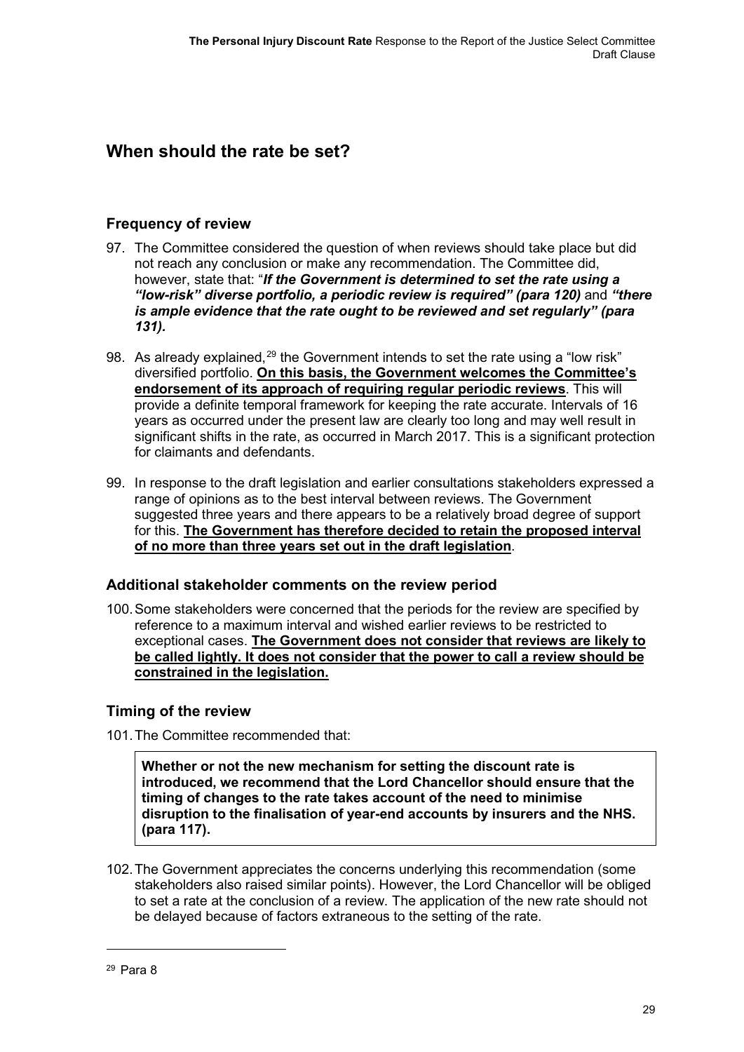## When should the rate be set?

### Frequency of review

97. The Committee considered the question of when reviews should take place but did not reach any conclusion or make any recommendation. The Committee did, however, state that: "***If the Government is determined to set the rate using a "low-risk" diverse portfolio, a periodic review is required" (para 120)*** and ***"there is ample evidence that the rate ought to be reviewed and set regularly" (para 131).***

98. As already explained,[29] the Government intends to set the rate using a "low risk" diversified portfolio. **On this basis, the Government welcomes the Committee's endorsement of its approach of requiring regular periodic reviews**. This will provide a definite temporal framework for keeping the rate accurate. Intervals of 16 years as occurred under the present law are clearly too long and may well result in significant shifts in the rate, as occurred in March 2017. This is a significant protection for claimants and defendants.

99. In response to the draft legislation and earlier consultations stakeholders expressed a range of opinions as to the best interval between reviews. The Government suggested three years and there appears to be a relatively broad degree of support for this. **The Government has therefore decided to retain the proposed interval of no more than three years set out in the draft legislation**.

### Additional stakeholder comments on the review period

100. Some stakeholders were concerned that the periods for the review are specified by reference to a maximum interval and wished earlier reviews to be restricted to exceptional cases. **The Government does not consider that reviews are likely to be called lightly. It does not consider that the power to call a review should be constrained in the legislation.**

### Timing of the review

101. The Committee recommended that:

> **Whether or not the new mechanism for setting the discount rate is introduced, we recommend that the Lord Chancellor should ensure that the timing of changes to the rate takes account of the need to minimise disruption to the finalisation of year-end accounts by insurers and the NHS. (para 117).**

102. The Government appreciates the concerns underlying this recommendation (some stakeholders also raised similar points). However, the Lord Chancellor will be obliged to set a rate at the conclusion of a review. The application of the new rate should not be delayed because of factors extraneous to the setting of the rate.

[29] Para 8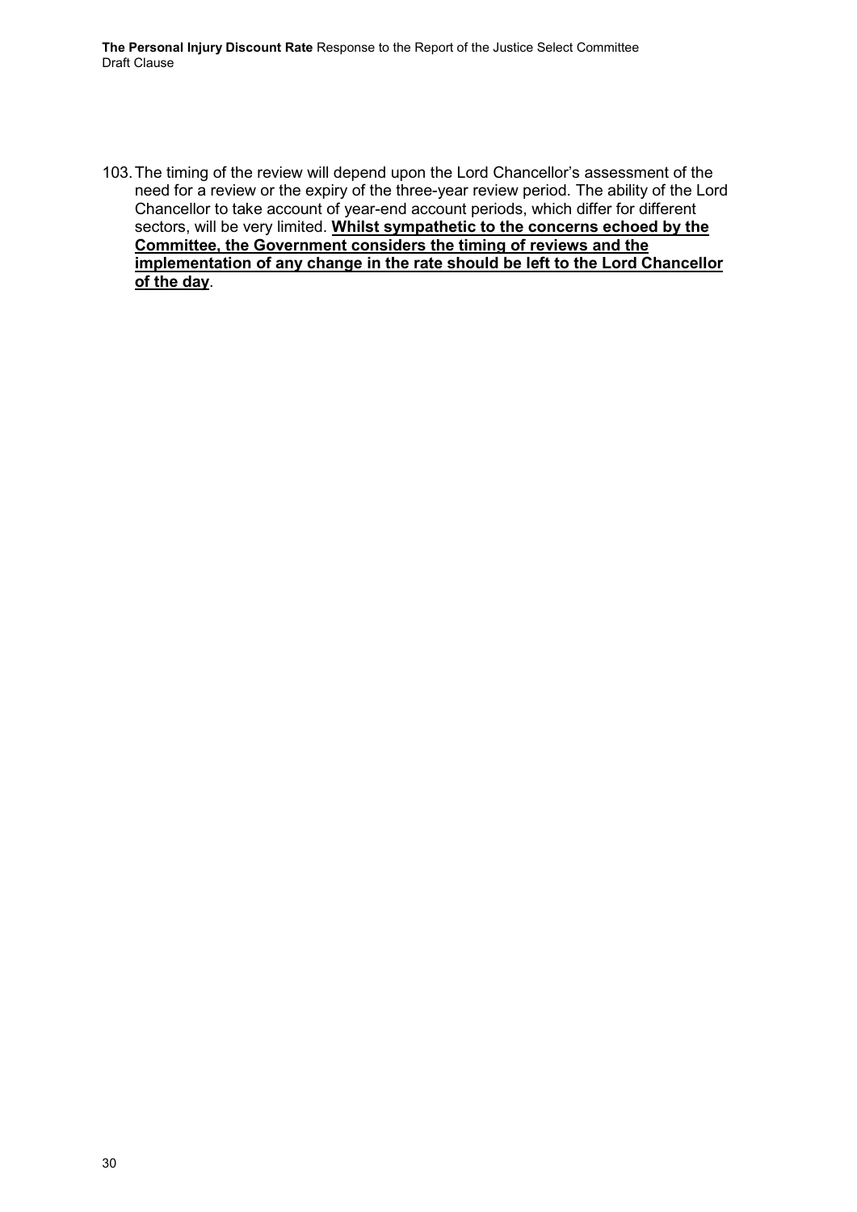103. The timing of the review will depend upon the Lord Chancellor's assessment of the need for a review or the expiry of the three-year review period. The ability of the Lord Chancellor to take account of year-end account periods, which differ for different sectors, will be very limited. **<u>Whilst sympathetic to the concerns echoed by the Committee, the Government considers the timing of reviews and the implementation of any change in the rate should be left to the Lord Chancellor of the day</u>**.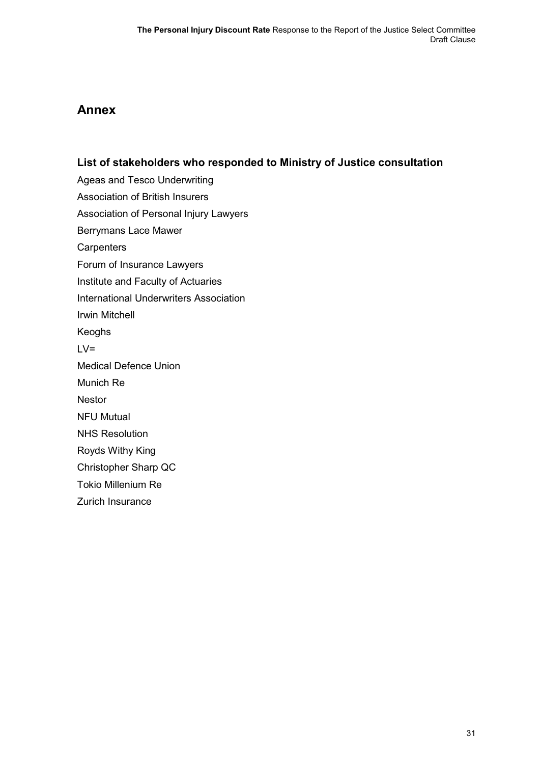## Annex

### List of stakeholders who responded to Ministry of Justice consultation

Ageas and Tesco Underwriting

Association of British Insurers

Association of Personal Injury Lawyers

Berrymans Lace Mawer

Carpenters

Forum of Insurance Lawyers

Institute and Faculty of Actuaries

International Underwriters Association

Irwin Mitchell

Keoghs

LV=

Medical Defence Union

Munich Re

Nestor

NFU Mutual

NHS Resolution

Royds Withy King

Christopher Sharp QC

Tokio Millenium Re

Zurich Insurance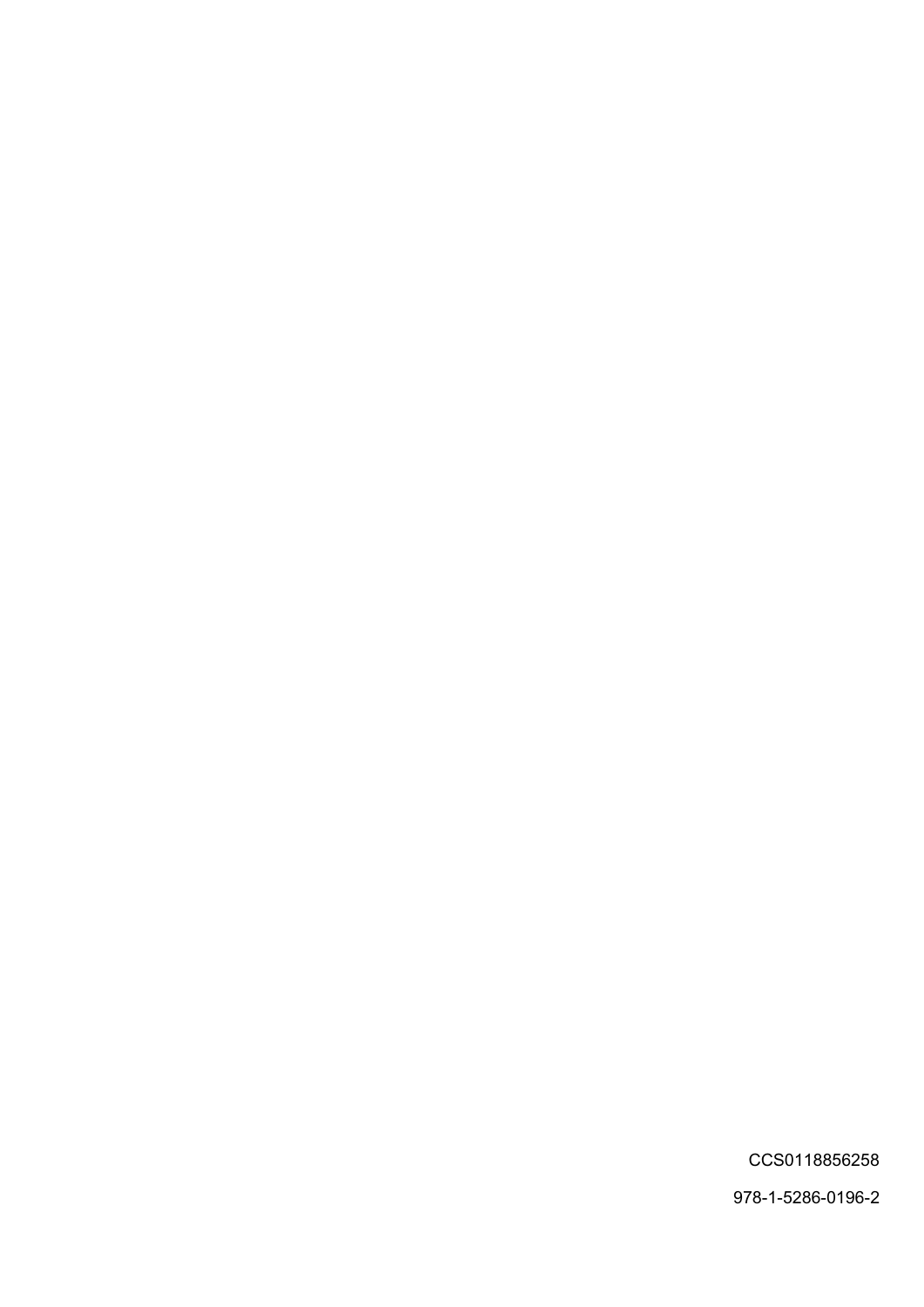CCS0118856258

978-1-5286-0196-2